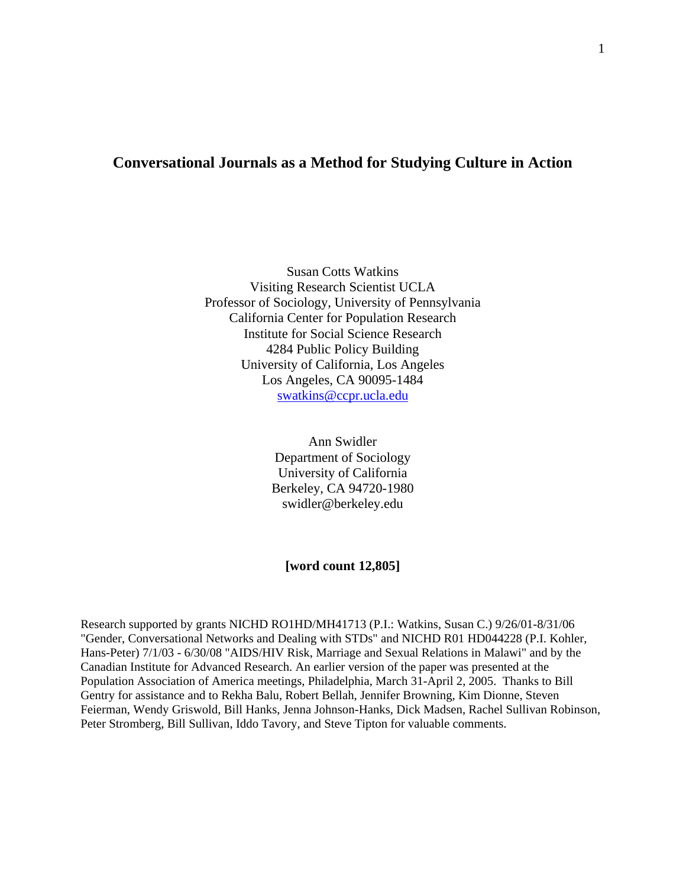# Conversational Journals as a Method for Studying Culture in Action

Susan Cotts Watkins
Visiting Research Scientist UCLA
Professor of Sociology, University of Pennsylvania
California Center for Population Research
Institute for Social Science Research
4284 Public Policy Building
University of California, Los Angeles
Los Angeles, CA 90095-1484
swatkins@ccpr.ucla.edu

Ann Swidler
Department of Sociology
University of California
Berkeley, CA 94720-1980
swidler@berkeley.edu

**[word count 12,805]**

Research supported by grants NICHD RO1HD/MH41713 (P.I.: Watkins, Susan C.) 9/26/01-8/31/06 "Gender, Conversational Networks and Dealing with STDs" and NICHD R01 HD044228 (P.I. Kohler, Hans-Peter) 7/1/03 - 6/30/08 "AIDS/HIV Risk, Marriage and Sexual Relations in Malawi" and by the Canadian Institute for Advanced Research. An earlier version of the paper was presented at the Population Association of America meetings, Philadelphia, March 31-April 2, 2005. Thanks to Bill Gentry for assistance and to Rekha Balu, Robert Bellah, Jennifer Browning, Kim Dionne, Steven Feierman, Wendy Griswold, Bill Hanks, Jenna Johnson-Hanks, Dick Madsen, Rachel Sullivan Robinson, Peter Stromberg, Bill Sullivan, Iddo Tavory, and Steve Tipton for valuable comments.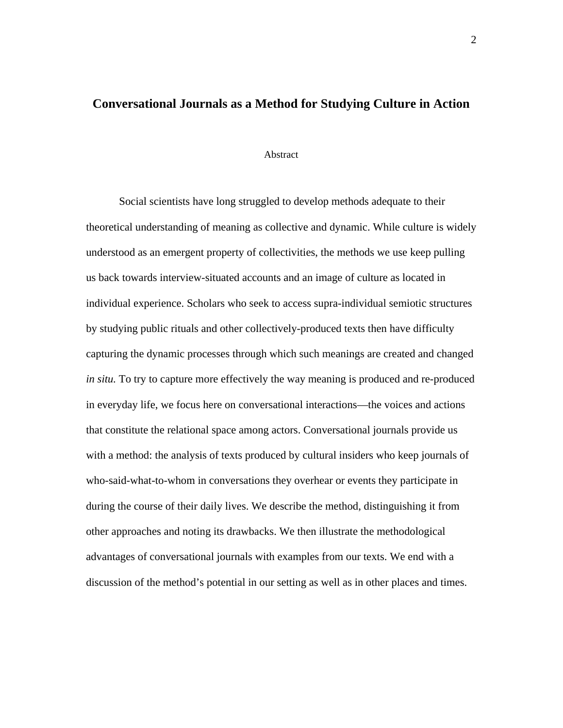# Conversational Journals as a Method for Studying Culture in Action

Abstract

Social scientists have long struggled to develop methods adequate to their theoretical understanding of meaning as collective and dynamic. While culture is widely understood as an emergent property of collectivities, the methods we use keep pulling us back towards interview-situated accounts and an image of culture as located in individual experience. Scholars who seek to access supra-individual semiotic structures by studying public rituals and other collectively-produced texts then have difficulty capturing the dynamic processes through which such meanings are created and changed *in situ.* To try to capture more effectively the way meaning is produced and re-produced in everyday life, we focus here on conversational interactions—the voices and actions that constitute the relational space among actors. Conversational journals provide us with a method: the analysis of texts produced by cultural insiders who keep journals of who-said-what-to-whom in conversations they overhear or events they participate in during the course of their daily lives. We describe the method, distinguishing it from other approaches and noting its drawbacks. We then illustrate the methodological advantages of conversational journals with examples from our texts. We end with a discussion of the method's potential in our setting as well as in other places and times.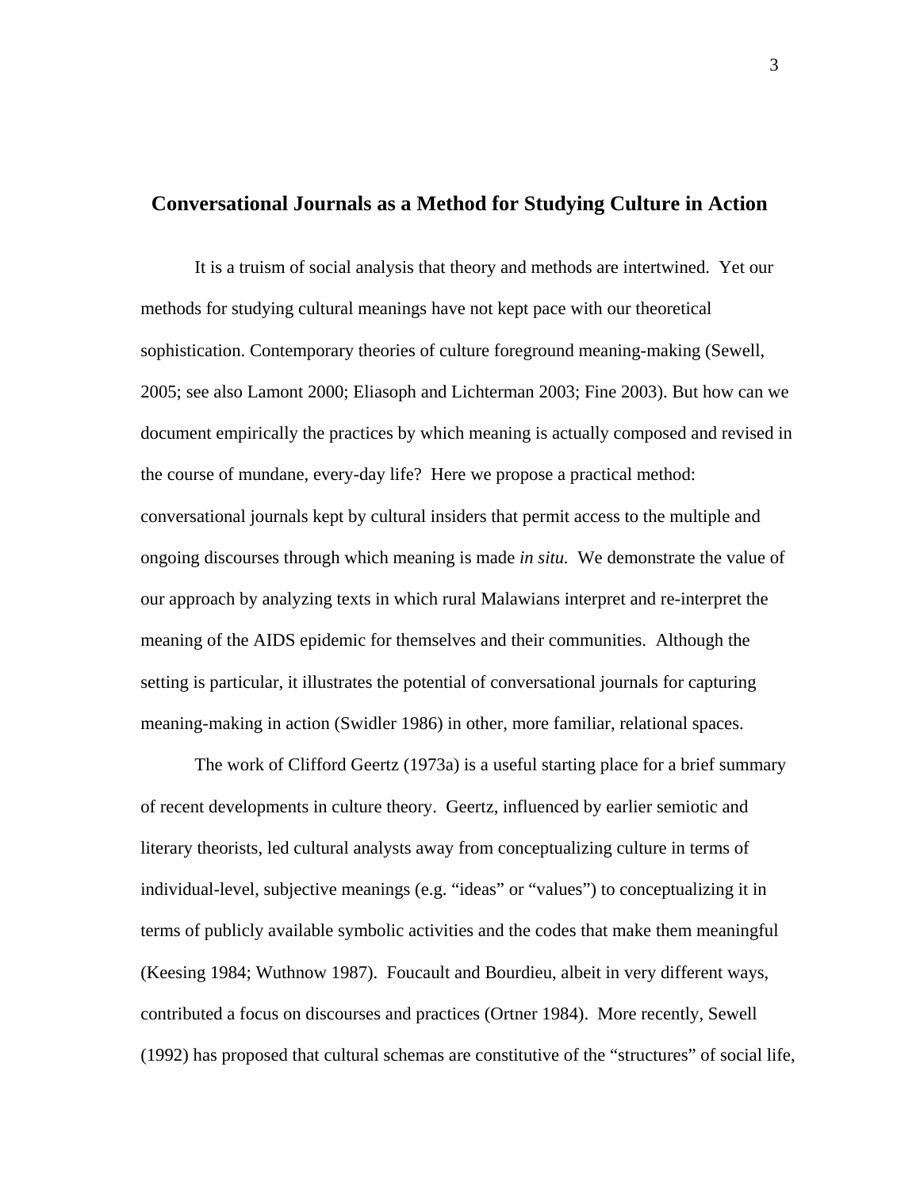# Conversational Journals as a Method for Studying Culture in Action

It is a truism of social analysis that theory and methods are intertwined. Yet our methods for studying cultural meanings have not kept pace with our theoretical sophistication. Contemporary theories of culture foreground meaning-making (Sewell, 2005; see also Lamont 2000; Eliasoph and Lichterman 2003; Fine 2003). But how can we document empirically the practices by which meaning is actually composed and revised in the course of mundane, every-day life? Here we propose a practical method: conversational journals kept by cultural insiders that permit access to the multiple and ongoing discourses through which meaning is made *in situ.* We demonstrate the value of our approach by analyzing texts in which rural Malawians interpret and re-interpret the meaning of the AIDS epidemic for themselves and their communities. Although the setting is particular, it illustrates the potential of conversational journals for capturing meaning-making in action (Swidler 1986) in other, more familiar, relational spaces.

The work of Clifford Geertz (1973a) is a useful starting place for a brief summary of recent developments in culture theory. Geertz, influenced by earlier semiotic and literary theorists, led cultural analysts away from conceptualizing culture in terms of individual-level, subjective meanings (e.g. "ideas" or "values") to conceptualizing it in terms of publicly available symbolic activities and the codes that make them meaningful (Keesing 1984; Wuthnow 1987). Foucault and Bourdieu, albeit in very different ways, contributed a focus on discourses and practices (Ortner 1984). More recently, Sewell (1992) has proposed that cultural schemas are constitutive of the "structures" of social life,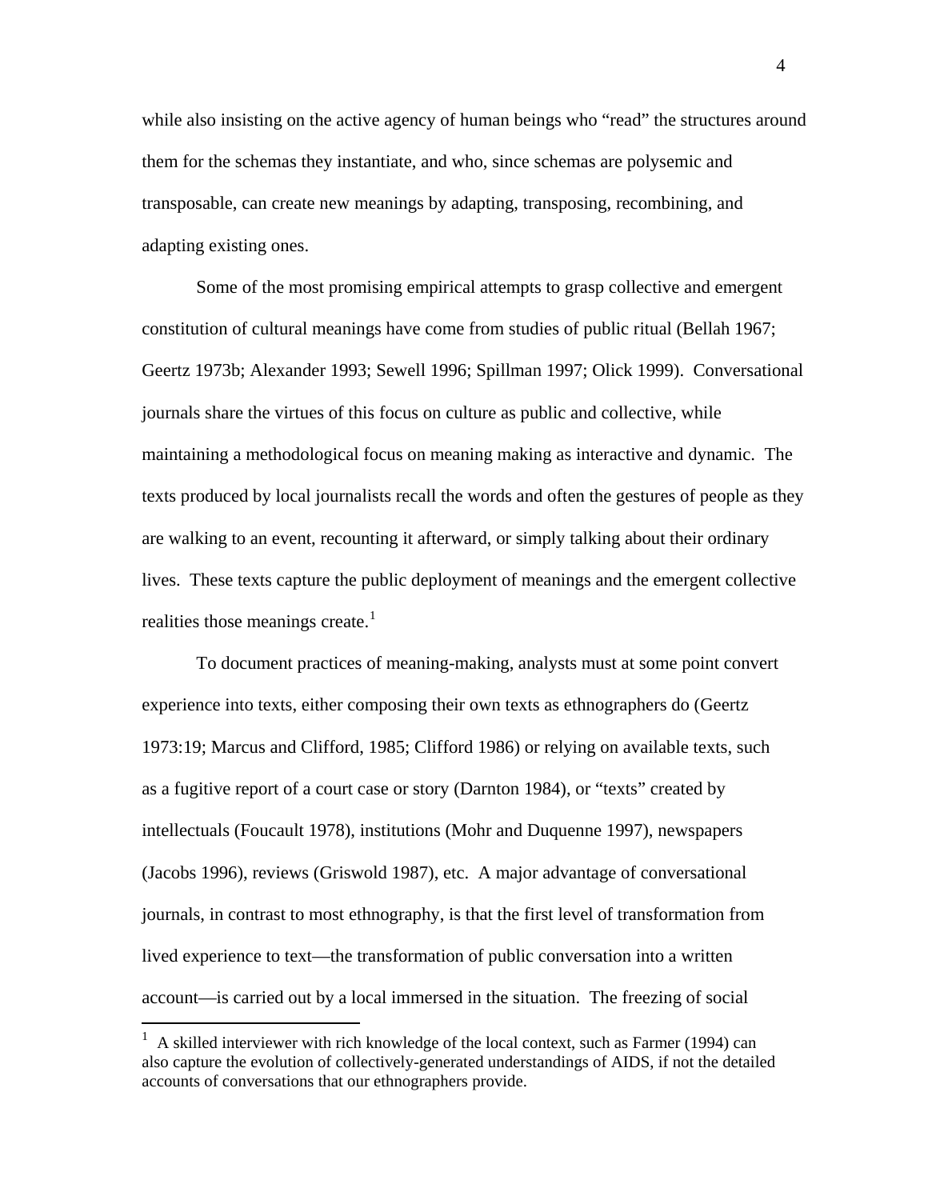while also insisting on the active agency of human beings who "read" the structures around them for the schemas they instantiate, and who, since schemas are polysemic and transposable, can create new meanings by adapting, transposing, recombining, and adapting existing ones.

Some of the most promising empirical attempts to grasp collective and emergent constitution of cultural meanings have come from studies of public ritual (Bellah 1967; Geertz 1973b; Alexander 1993; Sewell 1996; Spillman 1997; Olick 1999). Conversational journals share the virtues of this focus on culture as public and collective, while maintaining a methodological focus on meaning making as interactive and dynamic. The texts produced by local journalists recall the words and often the gestures of people as they are walking to an event, recounting it afterward, or simply talking about their ordinary lives. These texts capture the public deployment of meanings and the emergent collective realities those meanings create.[1]

To document practices of meaning-making, analysts must at some point convert experience into texts, either composing their own texts as ethnographers do (Geertz 1973:19; Marcus and Clifford, 1985; Clifford 1986) or relying on available texts, such as a fugitive report of a court case or story (Darnton 1984), or "texts" created by intellectuals (Foucault 1978), institutions (Mohr and Duquenne 1997), newspapers (Jacobs 1996), reviews (Griswold 1987), etc. A major advantage of conversational journals, in contrast to most ethnography, is that the first level of transformation from lived experience to text—the transformation of public conversation into a written account—is carried out by a local immersed in the situation. The freezing of social

---

[1] A skilled interviewer with rich knowledge of the local context, such as Farmer (1994) can also capture the evolution of collectively-generated understandings of AIDS, if not the detailed accounts of conversations that our ethnographers provide.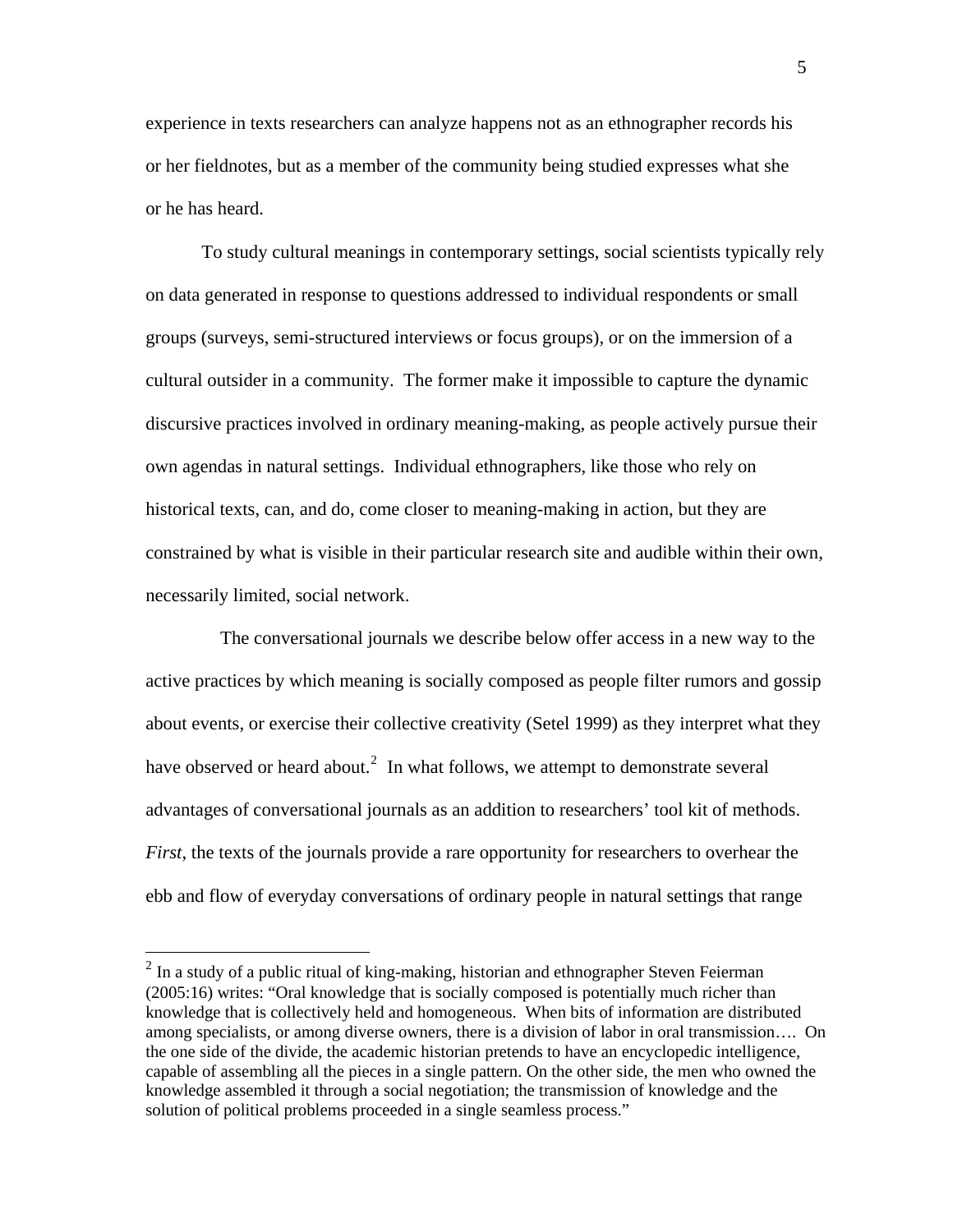experience in texts researchers can analyze happens not as an ethnographer records his or her fieldnotes, but as a member of the community being studied expresses what she or he has heard.

To study cultural meanings in contemporary settings, social scientists typically rely on data generated in response to questions addressed to individual respondents or small groups (surveys, semi-structured interviews or focus groups), or on the immersion of a cultural outsider in a community. The former make it impossible to capture the dynamic discursive practices involved in ordinary meaning-making, as people actively pursue their own agendas in natural settings. Individual ethnographers, like those who rely on historical texts, can, and do, come closer to meaning-making in action, but they are constrained by what is visible in their particular research site and audible within their own, necessarily limited, social network.

The conversational journals we describe below offer access in a new way to the active practices by which meaning is socially composed as people filter rumors and gossip about events, or exercise their collective creativity (Setel 1999) as they interpret what they have observed or heard about.[2] In what follows, we attempt to demonstrate several advantages of conversational journals as an addition to researchers' tool kit of methods. *First*, the texts of the journals provide a rare opportunity for researchers to overhear the ebb and flow of everyday conversations of ordinary people in natural settings that range

[2] In a study of a public ritual of king-making, historian and ethnographer Steven Feierman (2005:16) writes: "Oral knowledge that is socially composed is potentially much richer than knowledge that is collectively held and homogeneous. When bits of information are distributed among specialists, or among diverse owners, there is a division of labor in oral transmission…. On the one side of the divide, the academic historian pretends to have an encyclopedic intelligence, capable of assembling all the pieces in a single pattern. On the other side, the men who owned the knowledge assembled it through a social negotiation; the transmission of knowledge and the solution of political problems proceeded in a single seamless process."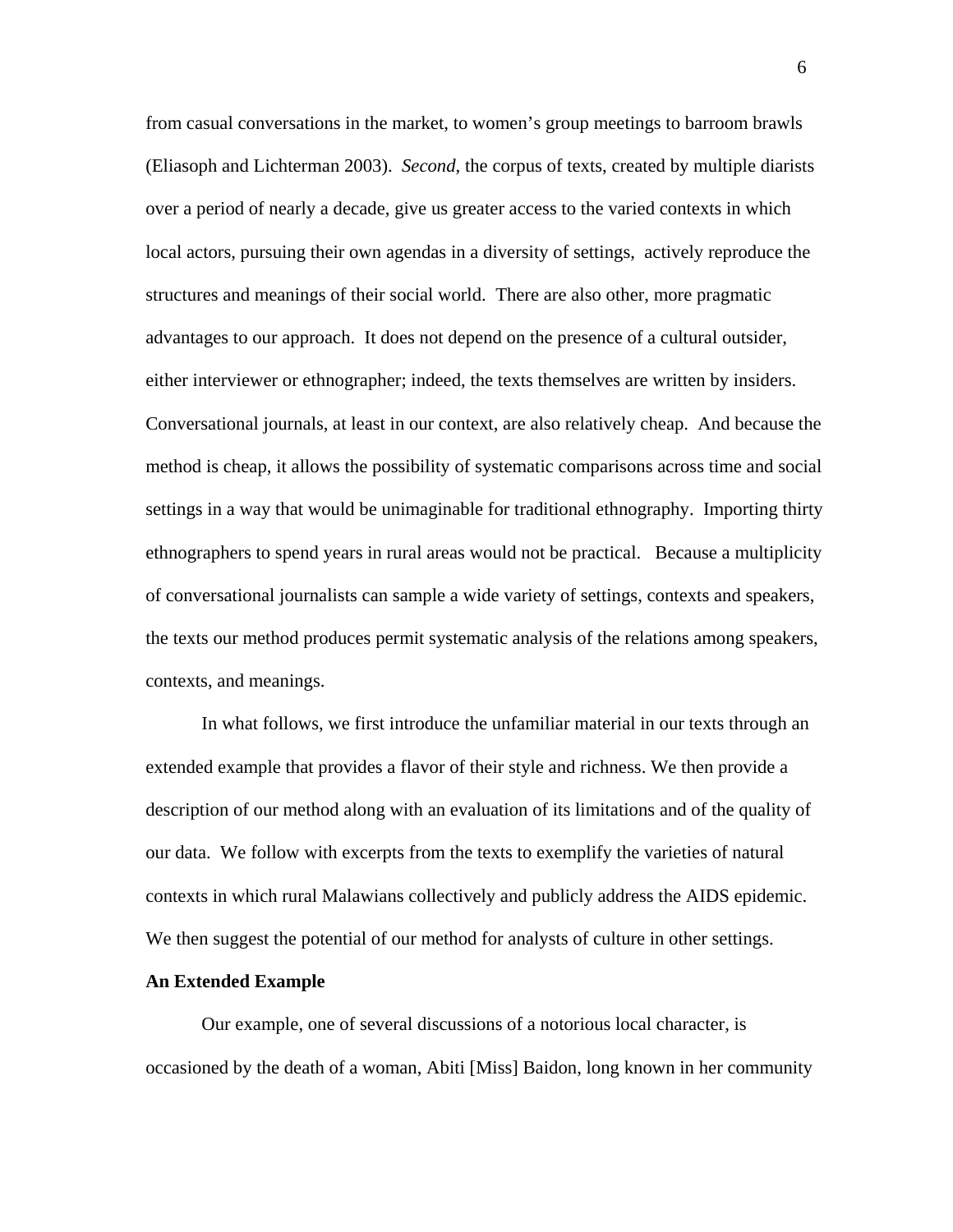from casual conversations in the market, to women's group meetings to barroom brawls (Eliasoph and Lichterman 2003). *Second*, the corpus of texts, created by multiple diarists over a period of nearly a decade, give us greater access to the varied contexts in which local actors, pursuing their own agendas in a diversity of settings, actively reproduce the structures and meanings of their social world. There are also other, more pragmatic advantages to our approach. It does not depend on the presence of a cultural outsider, either interviewer or ethnographer; indeed, the texts themselves are written by insiders. Conversational journals, at least in our context, are also relatively cheap. And because the method is cheap, it allows the possibility of systematic comparisons across time and social settings in a way that would be unimaginable for traditional ethnography. Importing thirty ethnographers to spend years in rural areas would not be practical. Because a multiplicity of conversational journalists can sample a wide variety of settings, contexts and speakers, the texts our method produces permit systematic analysis of the relations among speakers, contexts, and meanings.

In what follows, we first introduce the unfamiliar material in our texts through an extended example that provides a flavor of their style and richness. We then provide a description of our method along with an evaluation of its limitations and of the quality of our data. We follow with excerpts from the texts to exemplify the varieties of natural contexts in which rural Malawians collectively and publicly address the AIDS epidemic. We then suggest the potential of our method for analysts of culture in other settings.

**An Extended Example**

Our example, one of several discussions of a notorious local character, is occasioned by the death of a woman, Abiti [Miss] Baidon, long known in her community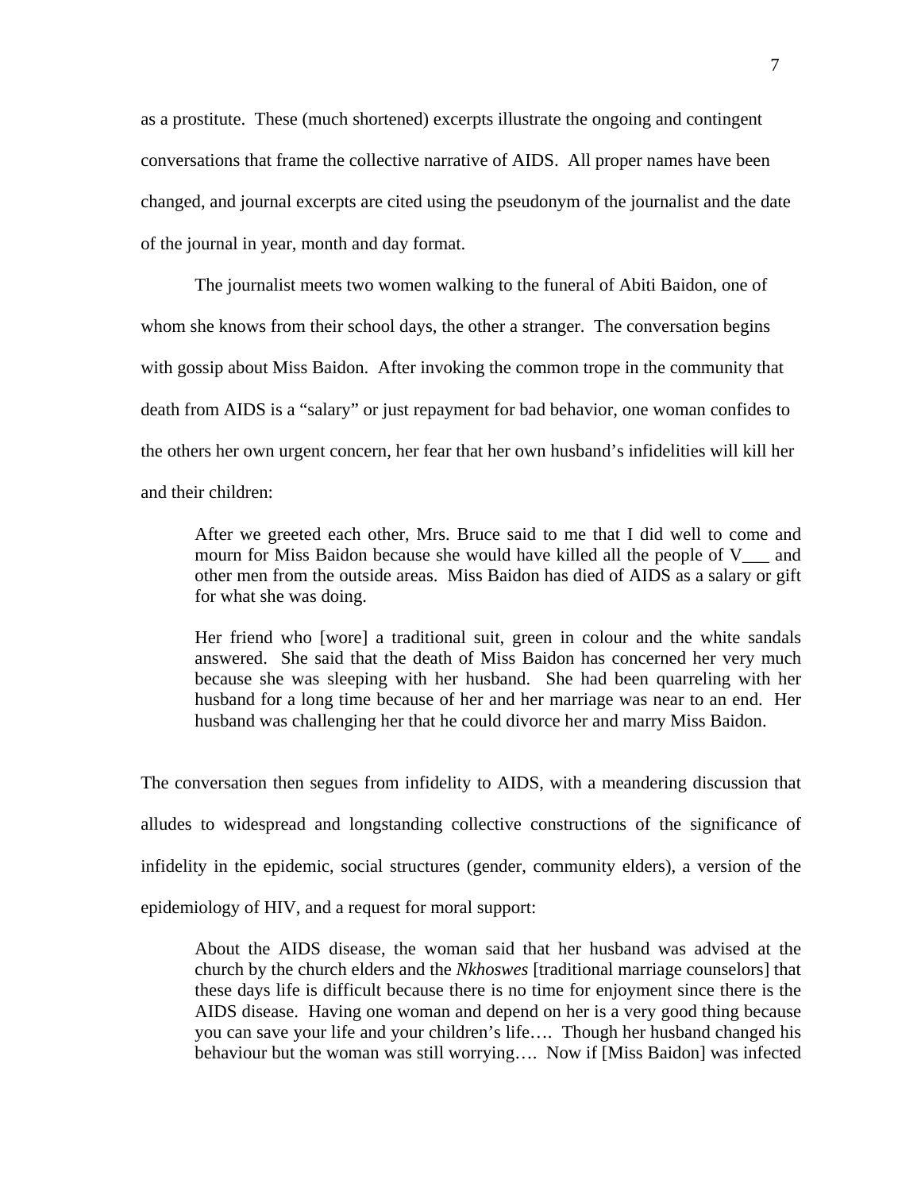as a prostitute. These (much shortened) excerpts illustrate the ongoing and contingent conversations that frame the collective narrative of AIDS. All proper names have been changed, and journal excerpts are cited using the pseudonym of the journalist and the date of the journal in year, month and day format.

The journalist meets two women walking to the funeral of Abiti Baidon, one of whom she knows from their school days, the other a stranger. The conversation begins with gossip about Miss Baidon. After invoking the common trope in the community that death from AIDS is a "salary" or just repayment for bad behavior, one woman confides to the others her own urgent concern, her fear that her own husband's infidelities will kill her and their children:

> After we greeted each other, Mrs. Bruce said to me that I did well to come and mourn for Miss Baidon because she would have killed all the people of V___ and other men from the outside areas. Miss Baidon has died of AIDS as a salary or gift for what she was doing.
>
> Her friend who [wore] a traditional suit, green in colour and the white sandals answered. She said that the death of Miss Baidon has concerned her very much because she was sleeping with her husband. She had been quarreling with her husband for a long time because of her and her marriage was near to an end. Her husband was challenging her that he could divorce her and marry Miss Baidon.

The conversation then segues from infidelity to AIDS, with a meandering discussion that alludes to widespread and longstanding collective constructions of the significance of infidelity in the epidemic, social structures (gender, community elders), a version of the epidemiology of HIV, and a request for moral support:

> About the AIDS disease, the woman said that her husband was advised at the church by the church elders and the *Nkhoswes* [traditional marriage counselors] that these days life is difficult because there is no time for enjoyment since there is the AIDS disease. Having one woman and depend on her is a very good thing because you can save your life and your children's life…. Though her husband changed his behaviour but the woman was still worrying…. Now if [Miss Baidon] was infected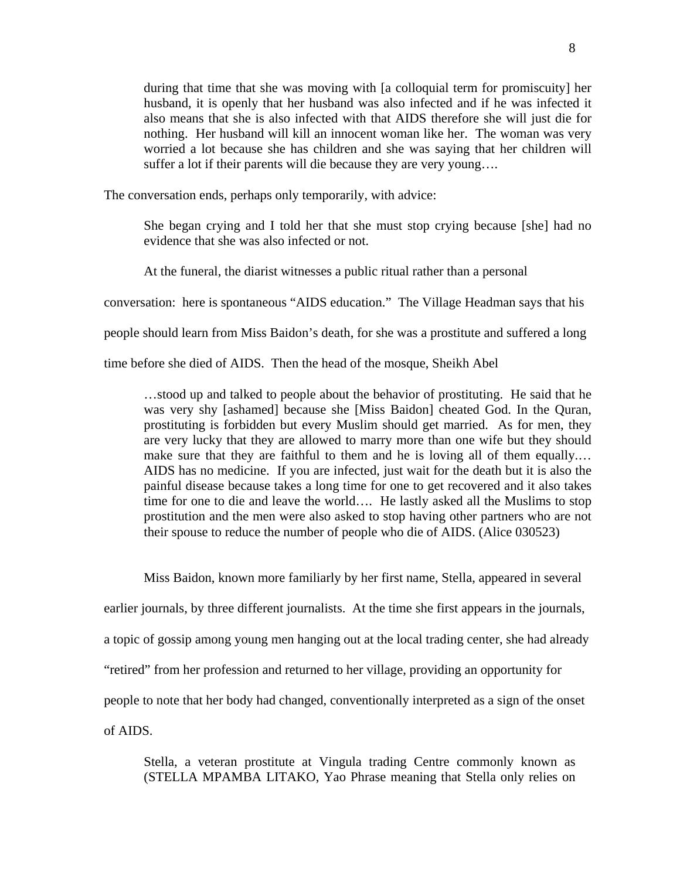> during that time that she was moving with [a colloquial term for promiscuity] her husband, it is openly that her husband was also infected and if he was infected it also means that she is also infected with that AIDS therefore she will just die for nothing. Her husband will kill an innocent woman like her. The woman was very worried a lot because she has children and she was saying that her children will suffer a lot if their parents will die because they are very young….

The conversation ends, perhaps only temporarily, with advice:

> She began crying and I told her that she must stop crying because [she] had no evidence that she was also infected or not.

At the funeral, the diarist witnesses a public ritual rather than a personal conversation: here is spontaneous "AIDS education." The Village Headman says that his people should learn from Miss Baidon's death, for she was a prostitute and suffered a long time before she died of AIDS. Then the head of the mosque, Sheikh Abel

> …stood up and talked to people about the behavior of prostituting. He said that he was very shy [ashamed] because she [Miss Baidon] cheated God. In the Quran, prostituting is forbidden but every Muslim should get married. As for men, they are very lucky that they are allowed to marry more than one wife but they should make sure that they are faithful to them and he is loving all of them equally.… AIDS has no medicine. If you are infected, just wait for the death but it is also the painful disease because takes a long time for one to get recovered and it also takes time for one to die and leave the world…. He lastly asked all the Muslims to stop prostitution and the men were also asked to stop having other partners who are not their spouse to reduce the number of people who die of AIDS. (Alice 030523)

Miss Baidon, known more familiarly by her first name, Stella, appeared in several earlier journals, by three different journalists. At the time she first appears in the journals, a topic of gossip among young men hanging out at the local trading center, she had already "retired" from her profession and returned to her village, providing an opportunity for people to note that her body had changed, conventionally interpreted as a sign of the onset of AIDS.

> Stella, a veteran prostitute at Vingula trading Centre commonly known as (STELLA MPAMBA LITAKO, Yao Phrase meaning that Stella only relies on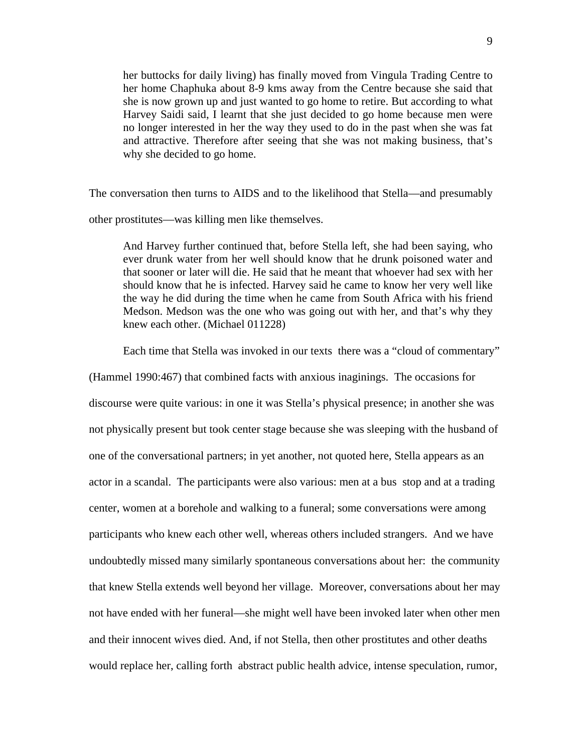> her buttocks for daily living) has finally moved from Vingula Trading Centre to her home Chaphuka about 8-9 kms away from the Centre because she said that she is now grown up and just wanted to go home to retire. But according to what Harvey Saidi said, I learnt that she just decided to go home because men were no longer interested in her the way they used to do in the past when she was fat and attractive. Therefore after seeing that she was not making business, that's why she decided to go home.

The conversation then turns to AIDS and to the likelihood that Stella—and presumably other prostitutes—was killing men like themselves.

> And Harvey further continued that, before Stella left, she had been saying, who ever drunk water from her well should know that he drunk poisoned water and that sooner or later will die. He said that he meant that whoever had sex with her should know that he is infected. Harvey said he came to know her very well like the way he did during the time when he came from South Africa with his friend Medson. Medson was the one who was going out with her, and that's why they knew each other. (Michael 011228)

Each time that Stella was invoked in our texts there was a "cloud of commentary" (Hammel 1990:467) that combined facts with anxious inaginings. The occasions for discourse were quite various: in one it was Stella's physical presence; in another she was not physically present but took center stage because she was sleeping with the husband of one of the conversational partners; in yet another, not quoted here, Stella appears as an actor in a scandal. The participants were also various: men at a bus stop and at a trading center, women at a borehole and walking to a funeral; some conversations were among participants who knew each other well, whereas others included strangers. And we have undoubtedly missed many similarly spontaneous conversations about her: the community that knew Stella extends well beyond her village. Moreover, conversations about her may not have ended with her funeral—she might well have been invoked later when other men and their innocent wives died. And, if not Stella, then other prostitutes and other deaths would replace her, calling forth abstract public health advice, intense speculation, rumor,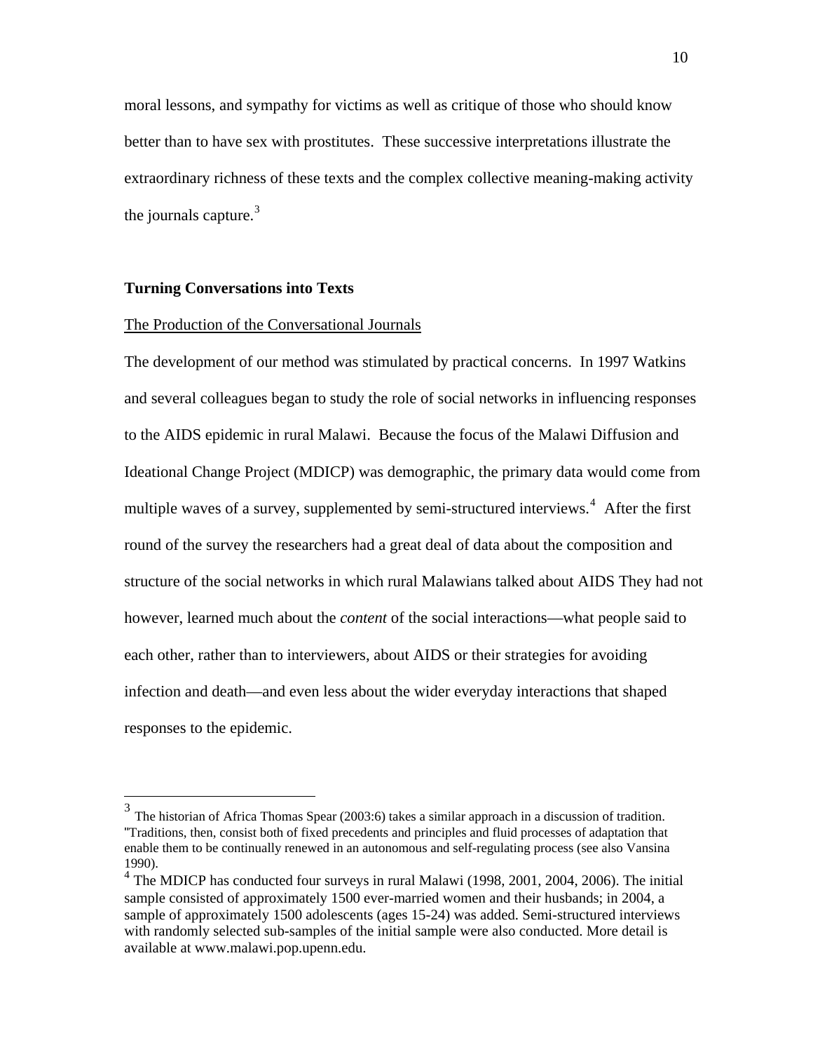moral lessons, and sympathy for victims as well as critique of those who should know better than to have sex with prostitutes. These successive interpretations illustrate the extraordinary richness of these texts and the complex collective meaning-making activity the journals capture.[3]

## Turning Conversations into Texts

### The Production of the Conversational Journals

The development of our method was stimulated by practical concerns. In 1997 Watkins and several colleagues began to study the role of social networks in influencing responses to the AIDS epidemic in rural Malawi. Because the focus of the Malawi Diffusion and Ideational Change Project (MDICP) was demographic, the primary data would come from multiple waves of a survey, supplemented by semi-structured interviews.[4] After the first round of the survey the researchers had a great deal of data about the composition and structure of the social networks in which rural Malawians talked about AIDS They had not however, learned much about the *content* of the social interactions—what people said to each other, rather than to interviewers, about AIDS or their strategies for avoiding infection and death—and even less about the wider everyday interactions that shaped responses to the epidemic.

---

[3] The historian of Africa Thomas Spear (2003:6) takes a similar approach in a discussion of tradition. "Traditions, then, consist both of fixed precedents and principles and fluid processes of adaptation that enable them to be continually renewed in an autonomous and self-regulating process (see also Vansina 1990).

[4] The MDICP has conducted four surveys in rural Malawi (1998, 2001, 2004, 2006). The initial sample consisted of approximately 1500 ever-married women and their husbands; in 2004, a sample of approximately 1500 adolescents (ages 15-24) was added. Semi-structured interviews with randomly selected sub-samples of the initial sample were also conducted. More detail is available at www.malawi.pop.upenn.edu.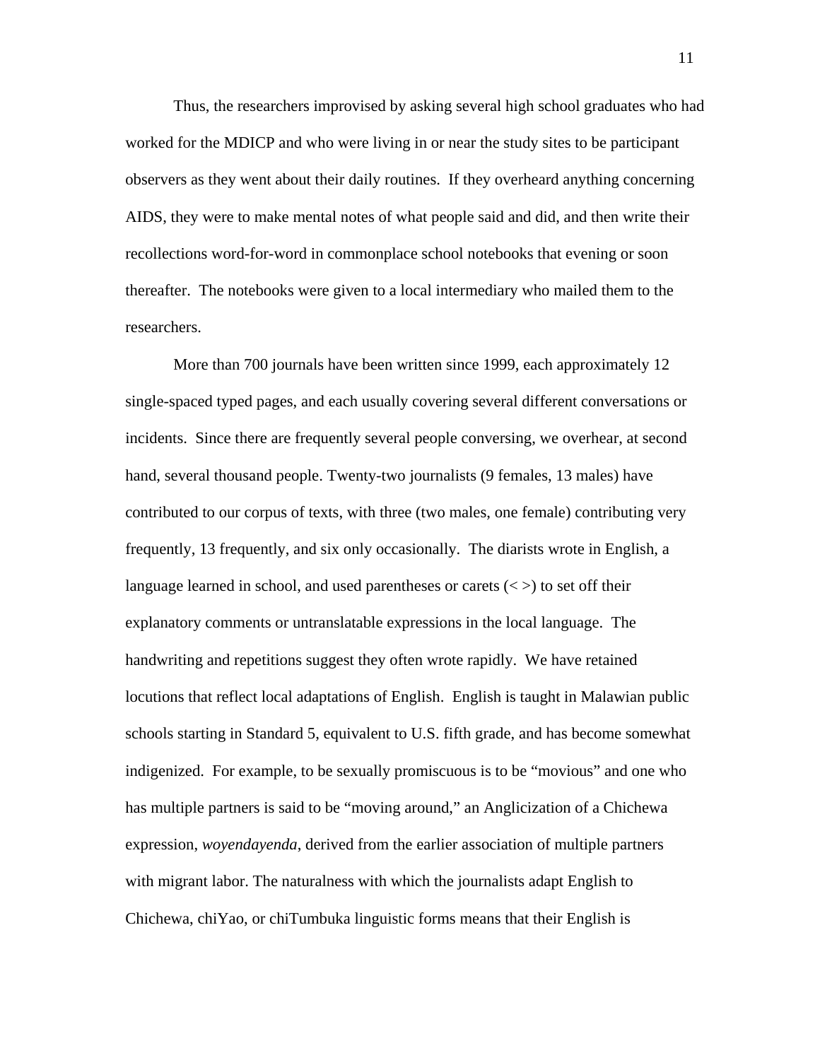Thus, the researchers improvised by asking several high school graduates who had worked for the MDICP and who were living in or near the study sites to be participant observers as they went about their daily routines. If they overheard anything concerning AIDS, they were to make mental notes of what people said and did, and then write their recollections word-for-word in commonplace school notebooks that evening or soon thereafter. The notebooks were given to a local intermediary who mailed them to the researchers.

More than 700 journals have been written since 1999, each approximately 12 single-spaced typed pages, and each usually covering several different conversations or incidents. Since there are frequently several people conversing, we overhear, at second hand, several thousand people. Twenty-two journalists (9 females, 13 males) have contributed to our corpus of texts, with three (two males, one female) contributing very frequently, 13 frequently, and six only occasionally. The diarists wrote in English, a language learned in school, and used parentheses or carets (< >) to set off their explanatory comments or untranslatable expressions in the local language. The handwriting and repetitions suggest they often wrote rapidly. We have retained locutions that reflect local adaptations of English. English is taught in Malawian public schools starting in Standard 5, equivalent to U.S. fifth grade, and has become somewhat indigenized. For example, to be sexually promiscuous is to be "movious" and one who has multiple partners is said to be "moving around," an Anglicization of a Chichewa expression, *woyendayenda*, derived from the earlier association of multiple partners with migrant labor. The naturalness with which the journalists adapt English to Chichewa, chiYao, or chiTumbuka linguistic forms means that their English is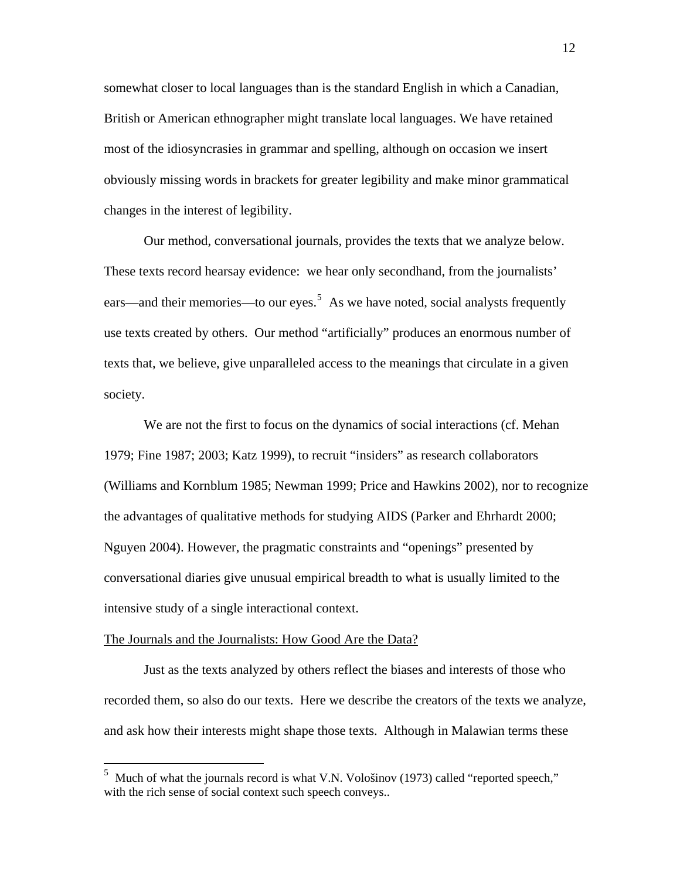somewhat closer to local languages than is the standard English in which a Canadian, British or American ethnographer might translate local languages. We have retained most of the idiosyncrasies in grammar and spelling, although on occasion we insert obviously missing words in brackets for greater legibility and make minor grammatical changes in the interest of legibility.

Our method, conversational journals, provides the texts that we analyze below. These texts record hearsay evidence: we hear only secondhand, from the journalists' ears—and their memories—to our eyes.[5] As we have noted, social analysts frequently use texts created by others. Our method "artificially" produces an enormous number of texts that, we believe, give unparalleled access to the meanings that circulate in a given society.

We are not the first to focus on the dynamics of social interactions (cf. Mehan 1979; Fine 1987; 2003; Katz 1999), to recruit "insiders" as research collaborators (Williams and Kornblum 1985; Newman 1999; Price and Hawkins 2002), nor to recognize the advantages of qualitative methods for studying AIDS (Parker and Ehrhardt 2000; Nguyen 2004). However, the pragmatic constraints and "openings" presented by conversational diaries give unusual empirical breadth to what is usually limited to the intensive study of a single interactional context.

<u>The Journals and the Journalists: How Good Are the Data?</u>

Just as the texts analyzed by others reflect the biases and interests of those who recorded them, so also do our texts. Here we describe the creators of the texts we analyze, and ask how their interests might shape those texts. Although in Malawian terms these

---

[5] Much of what the journals record is what V.N. Vološinov (1973) called "reported speech," with the rich sense of social context such speech conveys..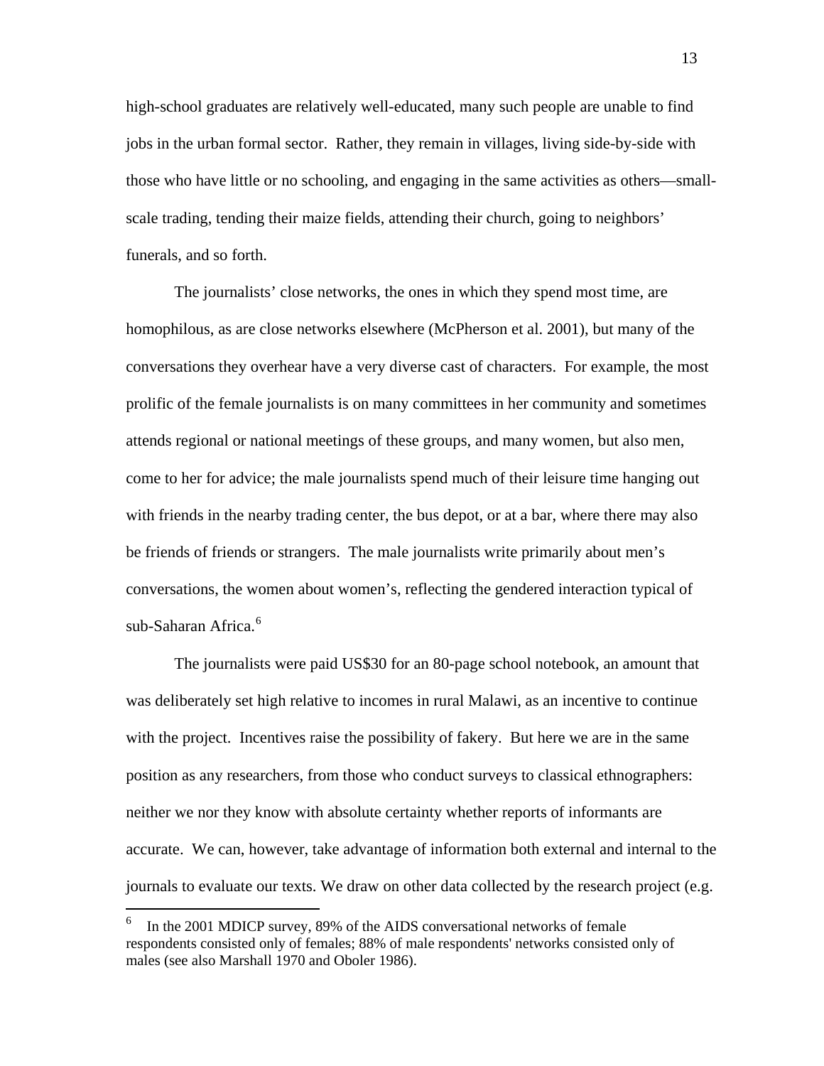high-school graduates are relatively well-educated, many such people are unable to find jobs in the urban formal sector. Rather, they remain in villages, living side-by-side with those who have little or no schooling, and engaging in the same activities as others—small-scale trading, tending their maize fields, attending their church, going to neighbors' funerals, and so forth.

The journalists' close networks, the ones in which they spend most time, are homophilous, as are close networks elsewhere (McPherson et al. 2001), but many of the conversations they overhear have a very diverse cast of characters. For example, the most prolific of the female journalists is on many committees in her community and sometimes attends regional or national meetings of these groups, and many women, but also men, come to her for advice; the male journalists spend much of their leisure time hanging out with friends in the nearby trading center, the bus depot, or at a bar, where there may also be friends of friends or strangers. The male journalists write primarily about men's conversations, the women about women's, reflecting the gendered interaction typical of sub-Saharan Africa.[6]

The journalists were paid US$30 for an 80-page school notebook, an amount that was deliberately set high relative to incomes in rural Malawi, as an incentive to continue with the project. Incentives raise the possibility of fakery. But here we are in the same position as any researchers, from those who conduct surveys to classical ethnographers: neither we nor they know with absolute certainty whether reports of informants are accurate. We can, however, take advantage of information both external and internal to the journals to evaluate our texts. We draw on other data collected by the research project (e.g.

---

[6] In the 2001 MDICP survey, 89% of the AIDS conversational networks of female respondents consisted only of females; 88% of male respondents' networks consisted only of males (see also Marshall 1970 and Oboler 1986).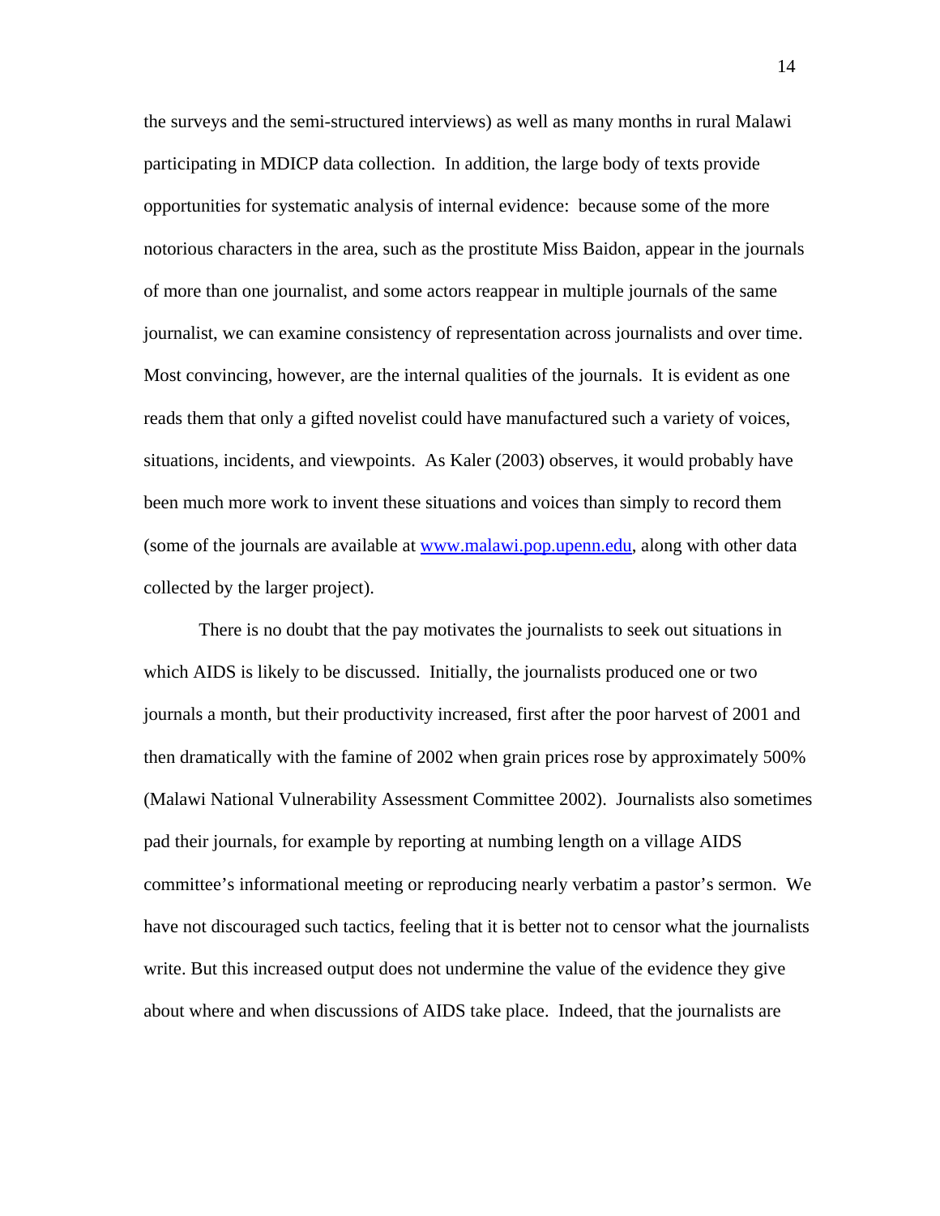the surveys and the semi-structured interviews) as well as many months in rural Malawi participating in MDICP data collection. In addition, the large body of texts provide opportunities for systematic analysis of internal evidence: because some of the more notorious characters in the area, such as the prostitute Miss Baidon, appear in the journals of more than one journalist, and some actors reappear in multiple journals of the same journalist, we can examine consistency of representation across journalists and over time. Most convincing, however, are the internal qualities of the journals. It is evident as one reads them that only a gifted novelist could have manufactured such a variety of voices, situations, incidents, and viewpoints. As Kaler (2003) observes, it would probably have been much more work to invent these situations and voices than simply to record them (some of the journals are available at [www.malawi.pop.upenn.edu](www.malawi.pop.upenn.edu), along with other data collected by the larger project).

There is no doubt that the pay motivates the journalists to seek out situations in which AIDS is likely to be discussed. Initially, the journalists produced one or two journals a month, but their productivity increased, first after the poor harvest of 2001 and then dramatically with the famine of 2002 when grain prices rose by approximately 500% (Malawi National Vulnerability Assessment Committee 2002). Journalists also sometimes pad their journals, for example by reporting at numbing length on a village AIDS committee's informational meeting or reproducing nearly verbatim a pastor's sermon. We have not discouraged such tactics, feeling that it is better not to censor what the journalists write. But this increased output does not undermine the value of the evidence they give about where and when discussions of AIDS take place. Indeed, that the journalists are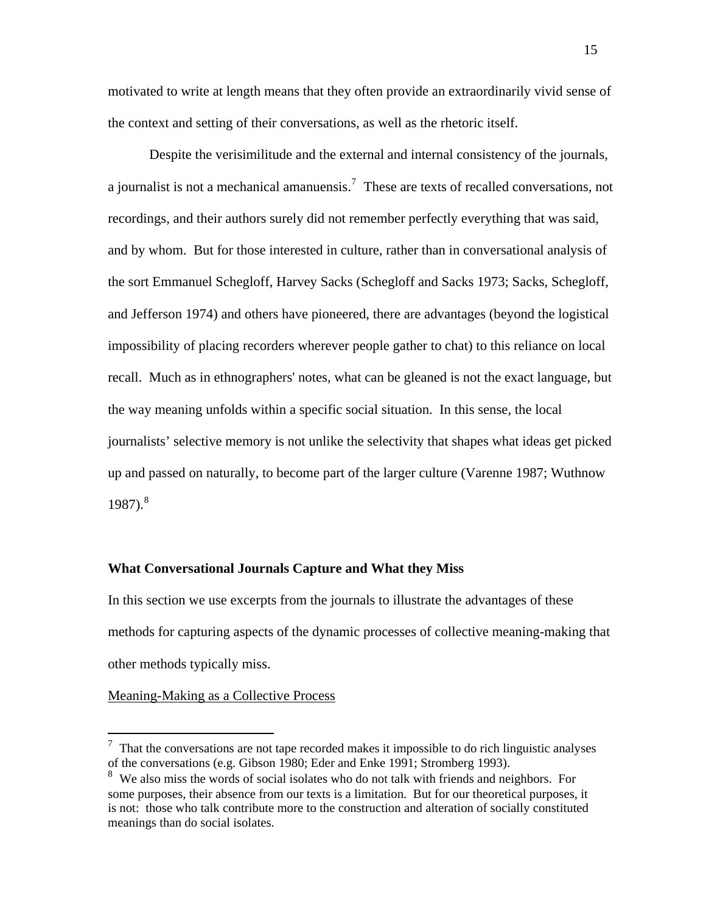motivated to write at length means that they often provide an extraordinarily vivid sense of the context and setting of their conversations, as well as the rhetoric itself.

Despite the verisimilitude and the external and internal consistency of the journals, a journalist is not a mechanical amanuensis.[7] These are texts of recalled conversations, not recordings, and their authors surely did not remember perfectly everything that was said, and by whom. But for those interested in culture, rather than in conversational analysis of the sort Emmanuel Schegloff, Harvey Sacks (Schegloff and Sacks 1973; Sacks, Schegloff, and Jefferson 1974) and others have pioneered, there are advantages (beyond the logistical impossibility of placing recorders wherever people gather to chat) to this reliance on local recall. Much as in ethnographers' notes, what can be gleaned is not the exact language, but the way meaning unfolds within a specific social situation. In this sense, the local journalists' selective memory is not unlike the selectivity that shapes what ideas get picked up and passed on naturally, to become part of the larger culture (Varenne 1987; Wuthnow 1987).[8]

### What Conversational Journals Capture and What they Miss

In this section we use excerpts from the journals to illustrate the advantages of these methods for capturing aspects of the dynamic processes of collective meaning-making that other methods typically miss.

Meaning-Making as a Collective Process

---

[7] That the conversations are not tape recorded makes it impossible to do rich linguistic analyses of the conversations (e.g. Gibson 1980; Eder and Enke 1991; Stromberg 1993).

[8] We also miss the words of social isolates who do not talk with friends and neighbors. For some purposes, their absence from our texts is a limitation. But for our theoretical purposes, it is not: those who talk contribute more to the construction and alteration of socially constituted meanings than do social isolates.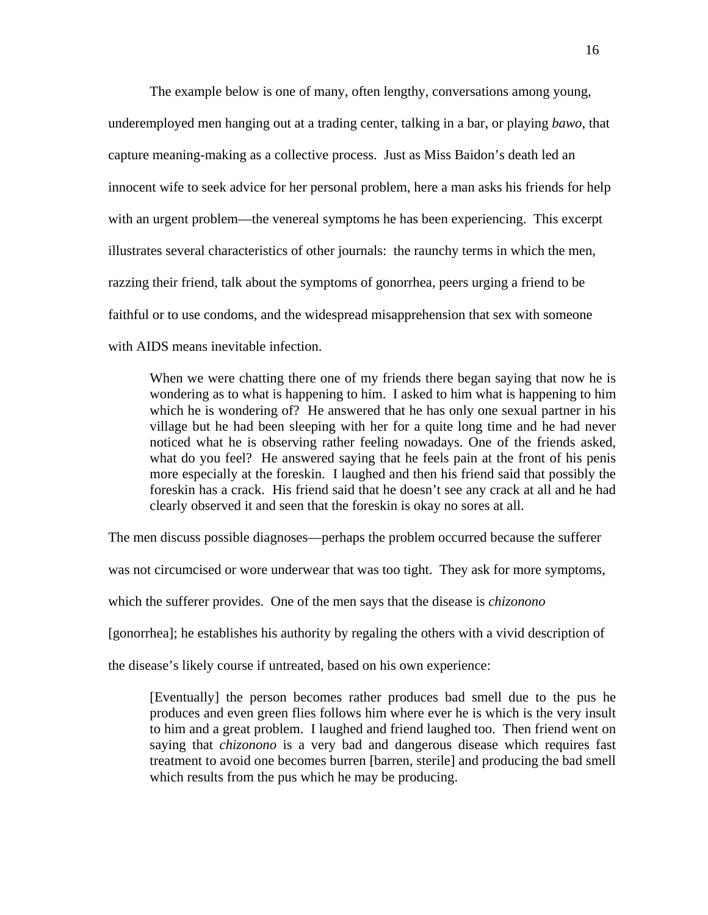The example below is one of many, often lengthy, conversations among young, underemployed men hanging out at a trading center, talking in a bar, or playing *bawo*, that capture meaning-making as a collective process. Just as Miss Baidon's death led an innocent wife to seek advice for her personal problem, here a man asks his friends for help with an urgent problem—the venereal symptoms he has been experiencing. This excerpt illustrates several characteristics of other journals: the raunchy terms in which the men, razzing their friend, talk about the symptoms of gonorrhea, peers urging a friend to be faithful or to use condoms, and the widespread misapprehension that sex with someone with AIDS means inevitable infection.

> When we were chatting there one of my friends there began saying that now he is wondering as to what is happening to him. I asked to him what is happening to him which he is wondering of? He answered that he has only one sexual partner in his village but he had been sleeping with her for a quite long time and he had never noticed what he is observing rather feeling nowadays. One of the friends asked, what do you feel? He answered saying that he feels pain at the front of his penis more especially at the foreskin. I laughed and then his friend said that possibly the foreskin has a crack. His friend said that he doesn't see any crack at all and he had clearly observed it and seen that the foreskin is okay no sores at all.

The men discuss possible diagnoses—perhaps the problem occurred because the sufferer was not circumcised or wore underwear that was too tight. They ask for more symptoms, which the sufferer provides. One of the men says that the disease is *chizonono* [gonorrhea]; he establishes his authority by regaling the others with a vivid description of the disease's likely course if untreated, based on his own experience:

> [Eventually] the person becomes rather produces bad smell due to the pus he produces and even green flies follows him where ever he is which is the very insult to him and a great problem. I laughed and friend laughed too. Then friend went on saying that *chizonono* is a very bad and dangerous disease which requires fast treatment to avoid one becomes burren [barren, sterile] and producing the bad smell which results from the pus which he may be producing.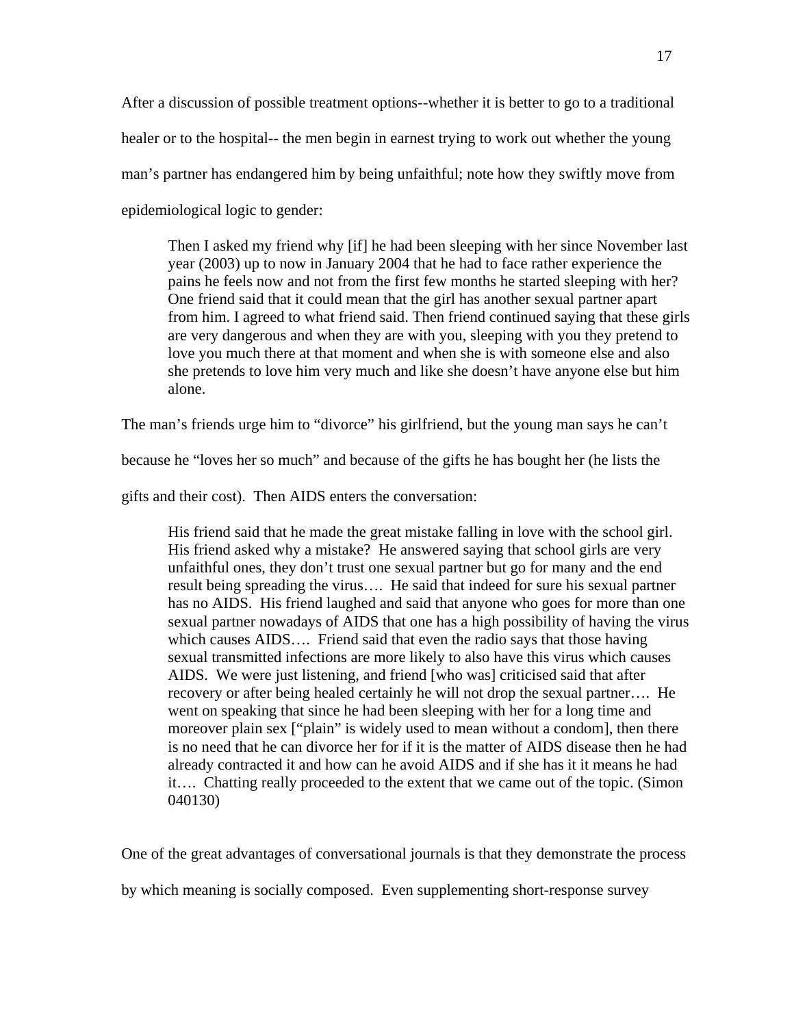After a discussion of possible treatment options--whether it is better to go to a traditional healer or to the hospital-- the men begin in earnest trying to work out whether the young man's partner has endangered him by being unfaithful; note how they swiftly move from epidemiological logic to gender:

> Then I asked my friend why [if] he had been sleeping with her since November last year (2003) up to now in January 2004 that he had to face rather experience the pains he feels now and not from the first few months he started sleeping with her? One friend said that it could mean that the girl has another sexual partner apart from him. I agreed to what friend said. Then friend continued saying that these girls are very dangerous and when they are with you, sleeping with you they pretend to love you much there at that moment and when she is with someone else and also she pretends to love him very much and like she doesn't have anyone else but him alone.

The man's friends urge him to "divorce" his girlfriend, but the young man says he can't because he "loves her so much" and because of the gifts he has bought her (he lists the gifts and their cost). Then AIDS enters the conversation:

> His friend said that he made the great mistake falling in love with the school girl. His friend asked why a mistake? He answered saying that school girls are very unfaithful ones, they don't trust one sexual partner but go for many and the end result being spreading the virus…. He said that indeed for sure his sexual partner has no AIDS. His friend laughed and said that anyone who goes for more than one sexual partner nowadays of AIDS that one has a high possibility of having the virus which causes AIDS…. Friend said that even the radio says that those having sexual transmitted infections are more likely to also have this virus which causes AIDS. We were just listening, and friend [who was] criticised said that after recovery or after being healed certainly he will not drop the sexual partner…. He went on speaking that since he had been sleeping with her for a long time and moreover plain sex ["plain" is widely used to mean without a condom], then there is no need that he can divorce her for if it is the matter of AIDS disease then he had already contracted it and how can he avoid AIDS and if she has it it means he had it…. Chatting really proceeded to the extent that we came out of the topic. (Simon 040130)

One of the great advantages of conversational journals is that they demonstrate the process by which meaning is socially composed. Even supplementing short-response survey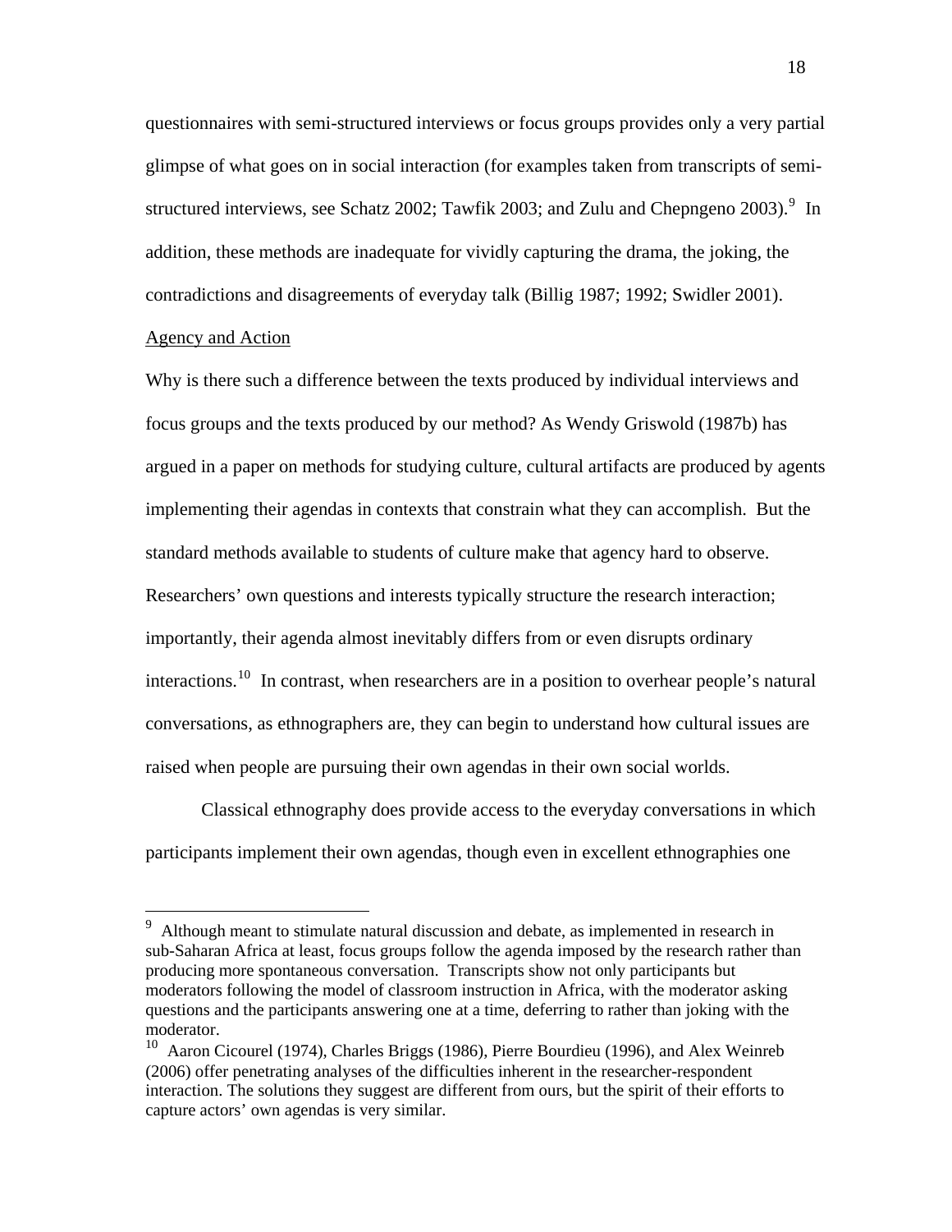questionnaires with semi-structured interviews or focus groups provides only a very partial glimpse of what goes on in social interaction (for examples taken from transcripts of semi-structured interviews, see Schatz 2002; Tawfik 2003; and Zulu and Chepngeno 2003).[9] In addition, these methods are inadequate for vividly capturing the drama, the joking, the contradictions and disagreements of everyday talk (Billig 1987; 1992; Swidler 2001).

<u>Agency and Action</u>

Why is there such a difference between the texts produced by individual interviews and focus groups and the texts produced by our method? As Wendy Griswold (1987b) has argued in a paper on methods for studying culture, cultural artifacts are produced by agents implementing their agendas in contexts that constrain what they can accomplish. But the standard methods available to students of culture make that agency hard to observe. Researchers' own questions and interests typically structure the research interaction; importantly, their agenda almost inevitably differs from or even disrupts ordinary interactions.[10] In contrast, when researchers are in a position to overhear people's natural conversations, as ethnographers are, they can begin to understand how cultural issues are raised when people are pursuing their own agendas in their own social worlds.

Classical ethnography does provide access to the everyday conversations in which participants implement their own agendas, though even in excellent ethnographies one

---

[9] Although meant to stimulate natural discussion and debate, as implemented in research in sub-Saharan Africa at least, focus groups follow the agenda imposed by the research rather than producing more spontaneous conversation. Transcripts show not only participants but moderators following the model of classroom instruction in Africa, with the moderator asking questions and the participants answering one at a time, deferring to rather than joking with the moderator.

[10] Aaron Cicourel (1974), Charles Briggs (1986), Pierre Bourdieu (1996), and Alex Weinreb (2006) offer penetrating analyses of the difficulties inherent in the researcher-respondent interaction. The solutions they suggest are different from ours, but the spirit of their efforts to capture actors' own agendas is very similar.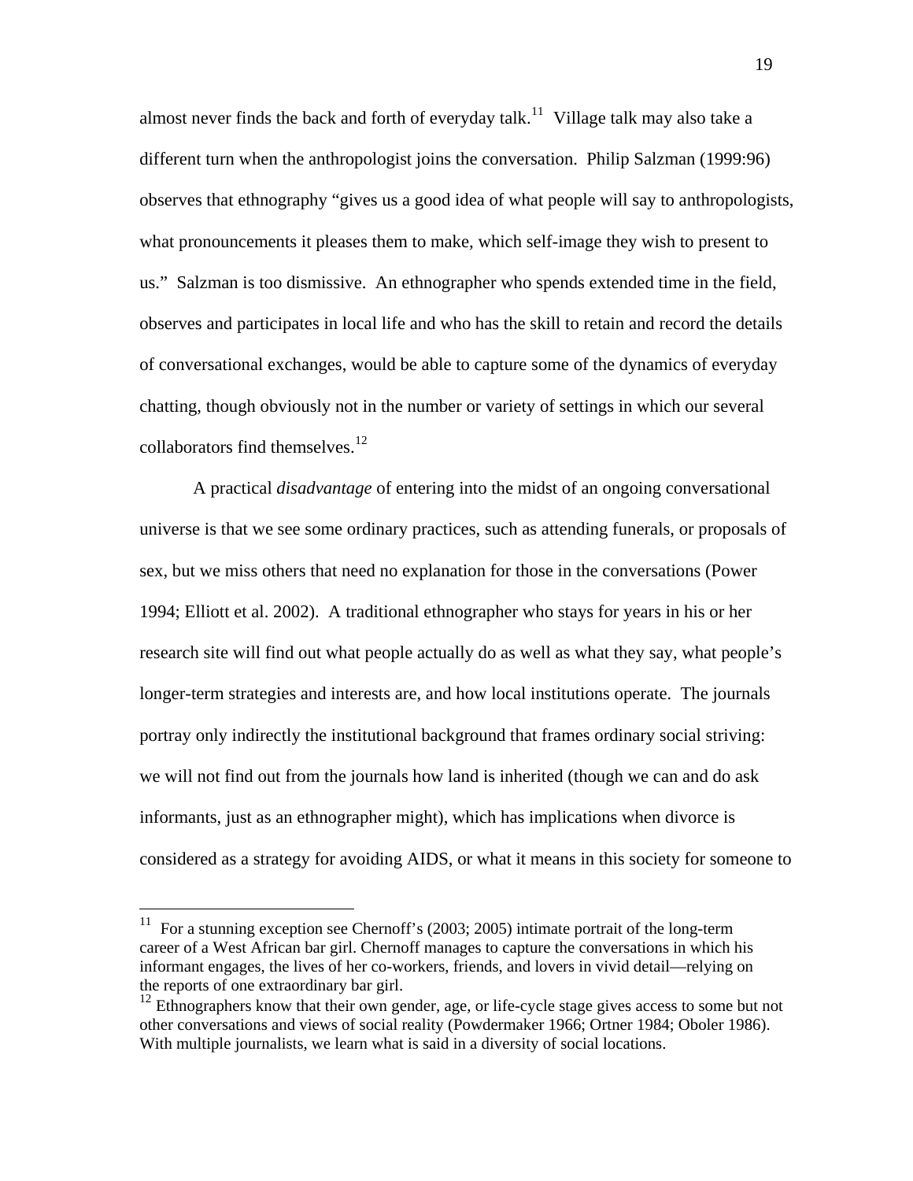almost never finds the back and forth of everyday talk.[11] Village talk may also take a different turn when the anthropologist joins the conversation. Philip Salzman (1999:96) observes that ethnography "gives us a good idea of what people will say to anthropologists, what pronouncements it pleases them to make, which self-image they wish to present to us." Salzman is too dismissive. An ethnographer who spends extended time in the field, observes and participates in local life and who has the skill to retain and record the details of conversational exchanges, would be able to capture some of the dynamics of everyday chatting, though obviously not in the number or variety of settings in which our several collaborators find themselves.[12]

A practical *disadvantage* of entering into the midst of an ongoing conversational universe is that we see some ordinary practices, such as attending funerals, or proposals of sex, but we miss others that need no explanation for those in the conversations (Power 1994; Elliott et al. 2002). A traditional ethnographer who stays for years in his or her research site will find out what people actually do as well as what they say, what people's longer-term strategies and interests are, and how local institutions operate. The journals portray only indirectly the institutional background that frames ordinary social striving: we will not find out from the journals how land is inherited (though we can and do ask informants, just as an ethnographer might), which has implications when divorce is considered as a strategy for avoiding AIDS, or what it means in this society for someone to

[11] For a stunning exception see Chernoff's (2003; 2005) intimate portrait of the long-term career of a West African bar girl. Chernoff manages to capture the conversations in which his informant engages, the lives of her co-workers, friends, and lovers in vivid detail—relying on the reports of one extraordinary bar girl.

[12] Ethnographers know that their own gender, age, or life-cycle stage gives access to some but not other conversations and views of social reality (Powdermaker 1966; Ortner 1984; Oboler 1986). With multiple journalists, we learn what is said in a diversity of social locations.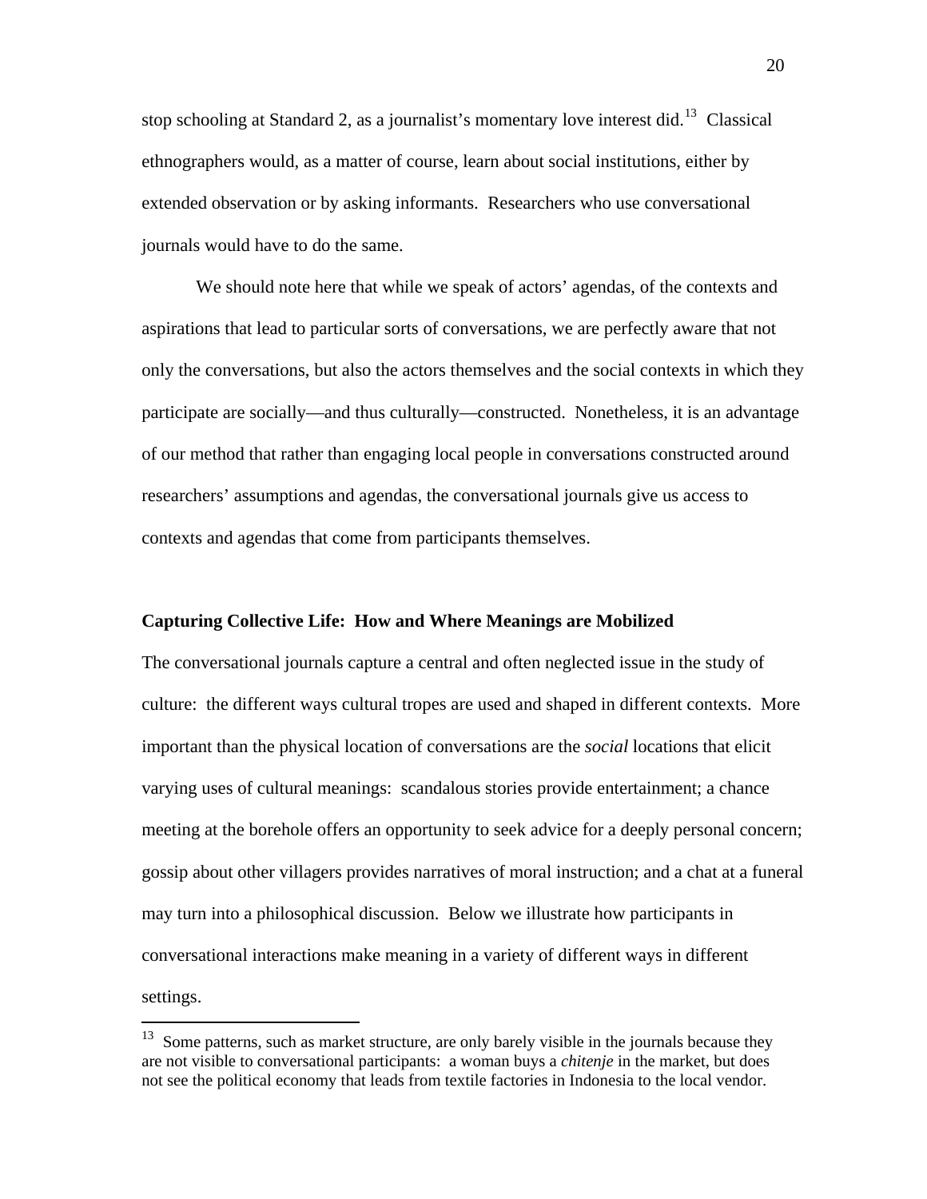stop schooling at Standard 2, as a journalist's momentary love interest did.[13] Classical ethnographers would, as a matter of course, learn about social institutions, either by extended observation or by asking informants. Researchers who use conversational journals would have to do the same.

We should note here that while we speak of actors' agendas, of the contexts and aspirations that lead to particular sorts of conversations, we are perfectly aware that not only the conversations, but also the actors themselves and the social contexts in which they participate are socially—and thus culturally—constructed. Nonetheless, it is an advantage of our method that rather than engaging local people in conversations constructed around researchers' assumptions and agendas, the conversational journals give us access to contexts and agendas that come from participants themselves.

**Capturing Collective Life: How and Where Meanings are Mobilized**

The conversational journals capture a central and often neglected issue in the study of culture: the different ways cultural tropes are used and shaped in different contexts. More important than the physical location of conversations are the *social* locations that elicit varying uses of cultural meanings: scandalous stories provide entertainment; a chance meeting at the borehole offers an opportunity to seek advice for a deeply personal concern; gossip about other villagers provides narratives of moral instruction; and a chat at a funeral may turn into a philosophical discussion. Below we illustrate how participants in conversational interactions make meaning in a variety of different ways in different settings.

---

[13] Some patterns, such as market structure, are only barely visible in the journals because they are not visible to conversational participants: a woman buys a *chitenje* in the market, but does not see the political economy that leads from textile factories in Indonesia to the local vendor.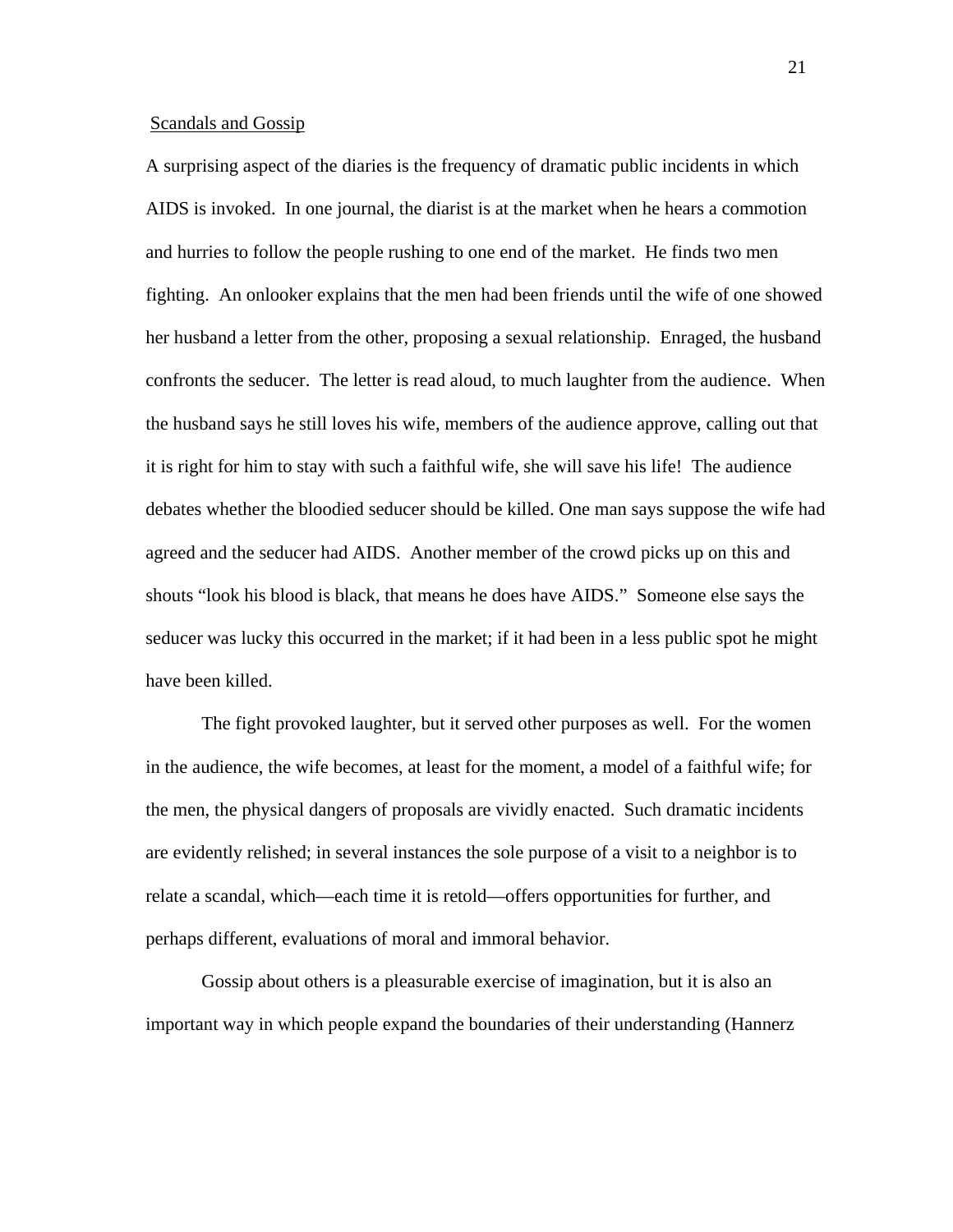## Scandals and Gossip

A surprising aspect of the diaries is the frequency of dramatic public incidents in which AIDS is invoked. In one journal, the diarist is at the market when he hears a commotion and hurries to follow the people rushing to one end of the market. He finds two men fighting. An onlooker explains that the men had been friends until the wife of one showed her husband a letter from the other, proposing a sexual relationship. Enraged, the husband confronts the seducer. The letter is read aloud, to much laughter from the audience. When the husband says he still loves his wife, members of the audience approve, calling out that it is right for him to stay with such a faithful wife, she will save his life! The audience debates whether the bloodied seducer should be killed. One man says suppose the wife had agreed and the seducer had AIDS. Another member of the crowd picks up on this and shouts "look his blood is black, that means he does have AIDS." Someone else says the seducer was lucky this occurred in the market; if it had been in a less public spot he might have been killed.

The fight provoked laughter, but it served other purposes as well. For the women in the audience, the wife becomes, at least for the moment, a model of a faithful wife; for the men, the physical dangers of proposals are vividly enacted. Such dramatic incidents are evidently relished; in several instances the sole purpose of a visit to a neighbor is to relate a scandal, which—each time it is retold—offers opportunities for further, and perhaps different, evaluations of moral and immoral behavior.

Gossip about others is a pleasurable exercise of imagination, but it is also an important way in which people expand the boundaries of their understanding (Hannerz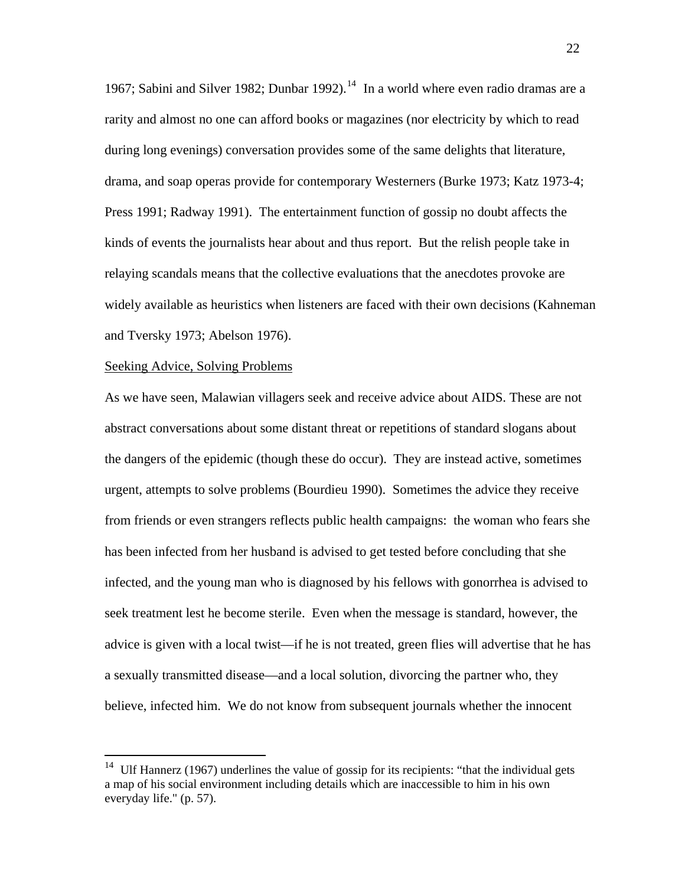1967; Sabini and Silver 1982; Dunbar 1992).[14] In a world where even radio dramas are a rarity and almost no one can afford books or magazines (nor electricity by which to read during long evenings) conversation provides some of the same delights that literature, drama, and soap operas provide for contemporary Westerners (Burke 1973; Katz 1973-4; Press 1991; Radway 1991). The entertainment function of gossip no doubt affects the kinds of events the journalists hear about and thus report. But the relish people take in relaying scandals means that the collective evaluations that the anecdotes provoke are widely available as heuristics when listeners are faced with their own decisions (Kahneman and Tversky 1973; Abelson 1976).

Seeking Advice, Solving Problems

As we have seen, Malawian villagers seek and receive advice about AIDS. These are not abstract conversations about some distant threat or repetitions of standard slogans about the dangers of the epidemic (though these do occur). They are instead active, sometimes urgent, attempts to solve problems (Bourdieu 1990). Sometimes the advice they receive from friends or even strangers reflects public health campaigns: the woman who fears she has been infected from her husband is advised to get tested before concluding that she infected, and the young man who is diagnosed by his fellows with gonorrhea is advised to seek treatment lest he become sterile. Even when the message is standard, however, the advice is given with a local twist—if he is not treated, green flies will advertise that he has a sexually transmitted disease—and a local solution, divorcing the partner who, they believe, infected him. We do not know from subsequent journals whether the innocent

[14] Ulf Hannerz (1967) underlines the value of gossip for its recipients: "that the individual gets a map of his social environment including details which are inaccessible to him in his own everyday life." (p. 57).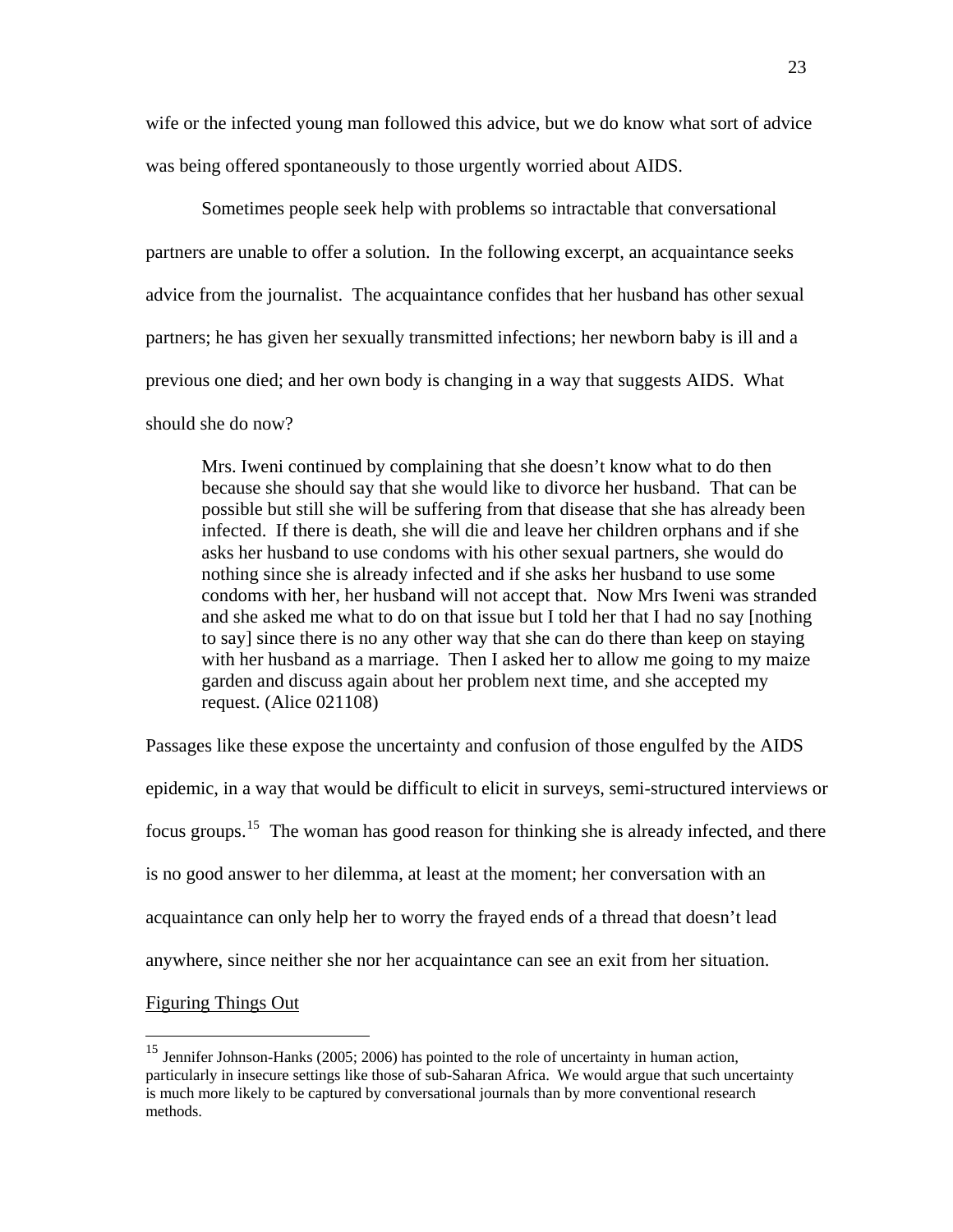wife or the infected young man followed this advice, but we do know what sort of advice was being offered spontaneously to those urgently worried about AIDS.

Sometimes people seek help with problems so intractable that conversational partners are unable to offer a solution. In the following excerpt, an acquaintance seeks advice from the journalist. The acquaintance confides that her husband has other sexual partners; he has given her sexually transmitted infections; her newborn baby is ill and a previous one died; and her own body is changing in a way that suggests AIDS. What should she do now?

> Mrs. Iweni continued by complaining that she doesn't know what to do then because she should say that she would like to divorce her husband. That can be possible but still she will be suffering from that disease that she has already been infected. If there is death, she will die and leave her children orphans and if she asks her husband to use condoms with his other sexual partners, she would do nothing since she is already infected and if she asks her husband to use some condoms with her, her husband will not accept that. Now Mrs Iweni was stranded and she asked me what to do on that issue but I told her that I had no say [nothing to say] since there is no any other way that she can do there than keep on staying with her husband as a marriage. Then I asked her to allow me going to my maize garden and discuss again about her problem next time, and she accepted my request. (Alice 021108)

Passages like these expose the uncertainty and confusion of those engulfed by the AIDS epidemic, in a way that would be difficult to elicit in surveys, semi-structured interviews or focus groups.[15] The woman has good reason for thinking she is already infected, and there is no good answer to her dilemma, at least at the moment; her conversation with an acquaintance can only help her to worry the frayed ends of a thread that doesn't lead anywhere, since neither she nor her acquaintance can see an exit from her situation.

## Figuring Things Out

[15] Jennifer Johnson-Hanks (2005; 2006) has pointed to the role of uncertainty in human action, particularly in insecure settings like those of sub-Saharan Africa. We would argue that such uncertainty is much more likely to be captured by conversational journals than by more conventional research methods.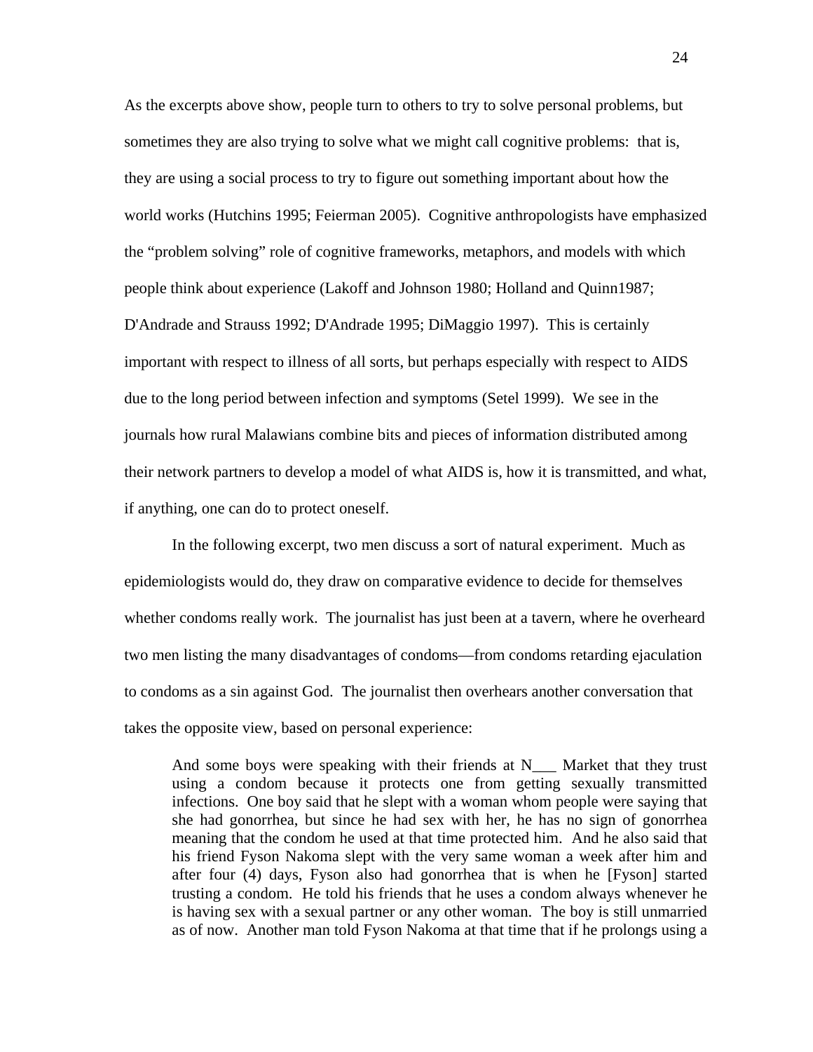As the excerpts above show, people turn to others to try to solve personal problems, but sometimes they are also trying to solve what we might call cognitive problems: that is, they are using a social process to try to figure out something important about how the world works (Hutchins 1995; Feierman 2005). Cognitive anthropologists have emphasized the "problem solving" role of cognitive frameworks, metaphors, and models with which people think about experience (Lakoff and Johnson 1980; Holland and Quinn1987; D'Andrade and Strauss 1992; D'Andrade 1995; DiMaggio 1997). This is certainly important with respect to illness of all sorts, but perhaps especially with respect to AIDS due to the long period between infection and symptoms (Setel 1999). We see in the journals how rural Malawians combine bits and pieces of information distributed among their network partners to develop a model of what AIDS is, how it is transmitted, and what, if anything, one can do to protect oneself.

In the following excerpt, two men discuss a sort of natural experiment. Much as epidemiologists would do, they draw on comparative evidence to decide for themselves whether condoms really work. The journalist has just been at a tavern, where he overheard two men listing the many disadvantages of condoms—from condoms retarding ejaculation to condoms as a sin against God. The journalist then overhears another conversation that takes the opposite view, based on personal experience:

> And some boys were speaking with their friends at N___ Market that they trust using a condom because it protects one from getting sexually transmitted infections. One boy said that he slept with a woman whom people were saying that she had gonorrhea, but since he had sex with her, he has no sign of gonorrhea meaning that the condom he used at that time protected him. And he also said that his friend Fyson Nakoma slept with the very same woman a week after him and after four (4) days, Fyson also had gonorrhea that is when he [Fyson] started trusting a condom. He told his friends that he uses a condom always whenever he is having sex with a sexual partner or any other woman. The boy is still unmarried as of now. Another man told Fyson Nakoma at that time that if he prolongs using a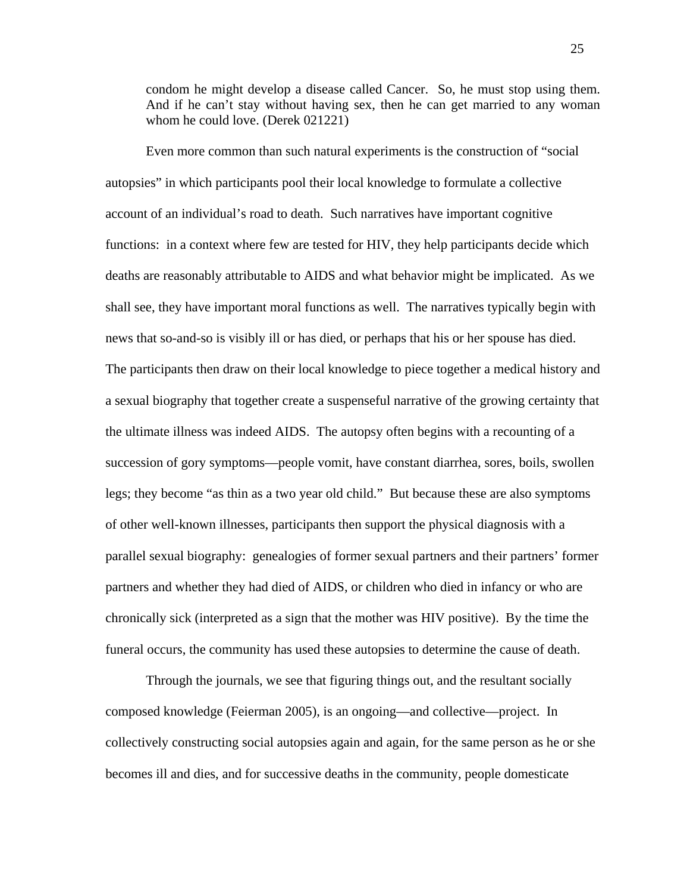> condom he might develop a disease called Cancer. So, he must stop using them. And if he can't stay without having sex, then he can get married to any woman whom he could love. (Derek 021221)

Even more common than such natural experiments is the construction of "social autopsies" in which participants pool their local knowledge to formulate a collective account of an individual's road to death. Such narratives have important cognitive functions: in a context where few are tested for HIV, they help participants decide which deaths are reasonably attributable to AIDS and what behavior might be implicated. As we shall see, they have important moral functions as well. The narratives typically begin with news that so-and-so is visibly ill or has died, or perhaps that his or her spouse has died. The participants then draw on their local knowledge to piece together a medical history and a sexual biography that together create a suspenseful narrative of the growing certainty that the ultimate illness was indeed AIDS. The autopsy often begins with a recounting of a succession of gory symptoms—people vomit, have constant diarrhea, sores, boils, swollen legs; they become "as thin as a two year old child." But because these are also symptoms of other well-known illnesses, participants then support the physical diagnosis with a parallel sexual biography: genealogies of former sexual partners and their partners' former partners and whether they had died of AIDS, or children who died in infancy or who are chronically sick (interpreted as a sign that the mother was HIV positive). By the time the funeral occurs, the community has used these autopsies to determine the cause of death.

Through the journals, we see that figuring things out, and the resultant socially composed knowledge (Feierman 2005), is an ongoing—and collective—project. In collectively constructing social autopsies again and again, for the same person as he or she becomes ill and dies, and for successive deaths in the community, people domesticate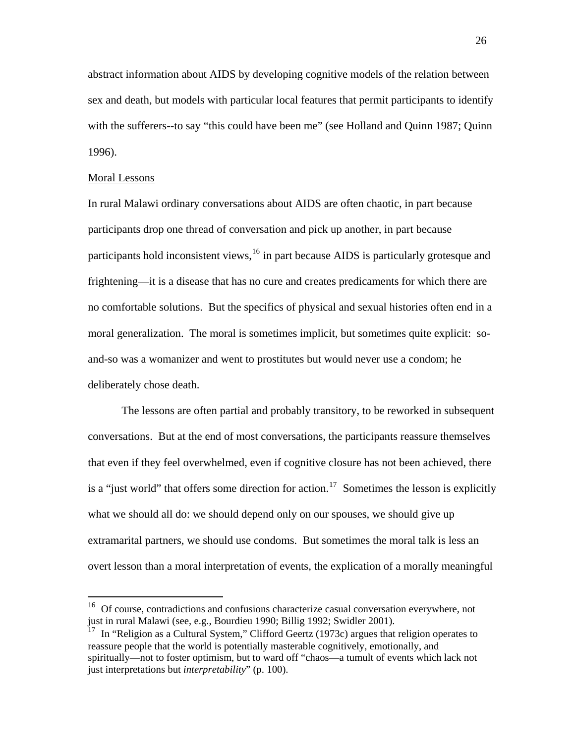abstract information about AIDS by developing cognitive models of the relation between sex and death, but models with particular local features that permit participants to identify with the sufferers--to say "this could have been me" (see Holland and Quinn 1987; Quinn 1996).

## Moral Lessons

In rural Malawi ordinary conversations about AIDS are often chaotic, in part because participants drop one thread of conversation and pick up another, in part because participants hold inconsistent views,[16] in part because AIDS is particularly grotesque and frightening—it is a disease that has no cure and creates predicaments for which there are no comfortable solutions. But the specifics of physical and sexual histories often end in a moral generalization. The moral is sometimes implicit, but sometimes quite explicit: so-and-so was a womanizer and went to prostitutes but would never use a condom; he deliberately chose death.

The lessons are often partial and probably transitory, to be reworked in subsequent conversations. But at the end of most conversations, the participants reassure themselves that even if they feel overwhelmed, even if cognitive closure has not been achieved, there is a "just world" that offers some direction for action.[17] Sometimes the lesson is explicitly what we should all do: we should depend only on our spouses, we should give up extramarital partners, we should use condoms. But sometimes the moral talk is less an overt lesson than a moral interpretation of events, the explication of a morally meaningful

---

[16] Of course, contradictions and confusions characterize casual conversation everywhere, not just in rural Malawi (see, e.g., Bourdieu 1990; Billig 1992; Swidler 2001).

[17] In "Religion as a Cultural System," Clifford Geertz (1973c) argues that religion operates to reassure people that the world is potentially masterable cognitively, emotionally, and spiritually—not to foster optimism, but to ward off "chaos—a tumult of events which lack not just interpretations but *interpretability*" (p. 100).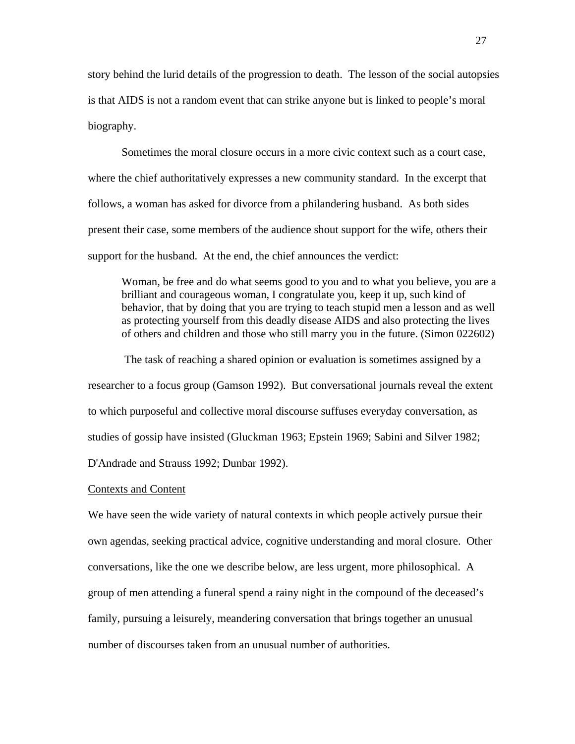story behind the lurid details of the progression to death. The lesson of the social autopsies is that AIDS is not a random event that can strike anyone but is linked to people's moral biography.

Sometimes the moral closure occurs in a more civic context such as a court case, where the chief authoritatively expresses a new community standard. In the excerpt that follows, a woman has asked for divorce from a philandering husband. As both sides present their case, some members of the audience shout support for the wife, others their support for the husband. At the end, the chief announces the verdict:

> Woman, be free and do what seems good to you and to what you believe, you are a brilliant and courageous woman, I congratulate you, keep it up, such kind of behavior, that by doing that you are trying to teach stupid men a lesson and as well as protecting yourself from this deadly disease AIDS and also protecting the lives of others and children and those who still marry you in the future. (Simon 022602)

The task of reaching a shared opinion or evaluation is sometimes assigned by a researcher to a focus group (Gamson 1992). But conversational journals reveal the extent to which purposeful and collective moral discourse suffuses everyday conversation, as studies of gossip have insisted (Gluckman 1963; Epstein 1969; Sabini and Silver 1982; D'Andrade and Strauss 1992; Dunbar 1992).

<u>Contexts and Content</u>

We have seen the wide variety of natural contexts in which people actively pursue their own agendas, seeking practical advice, cognitive understanding and moral closure. Other conversations, like the one we describe below, are less urgent, more philosophical. A group of men attending a funeral spend a rainy night in the compound of the deceased's family, pursuing a leisurely, meandering conversation that brings together an unusual number of discourses taken from an unusual number of authorities.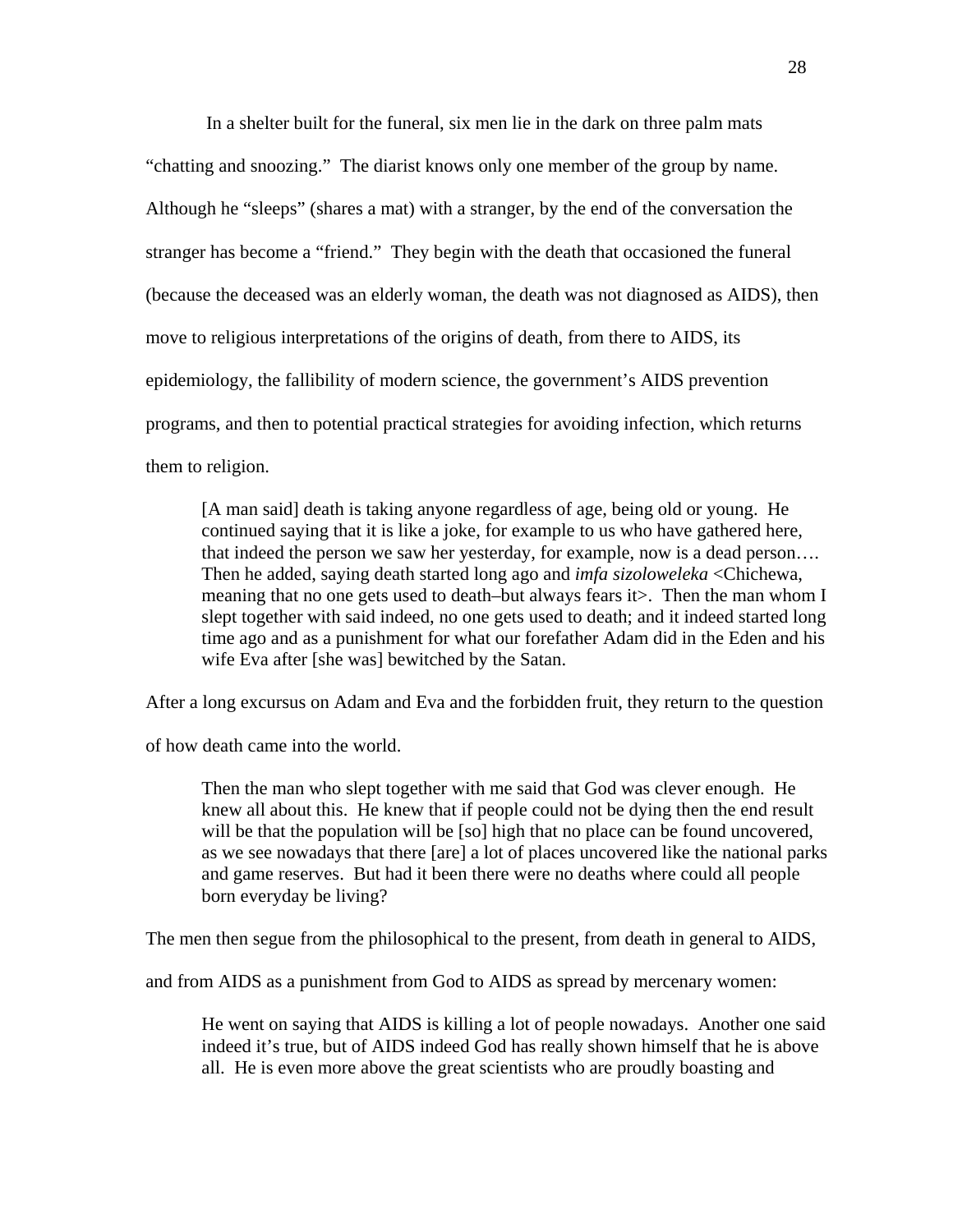In a shelter built for the funeral, six men lie in the dark on three palm mats "chatting and snoozing." The diarist knows only one member of the group by name. Although he "sleeps" (shares a mat) with a stranger, by the end of the conversation the stranger has become a "friend." They begin with the death that occasioned the funeral (because the deceased was an elderly woman, the death was not diagnosed as AIDS), then move to religious interpretations of the origins of death, from there to AIDS, its epidemiology, the fallibility of modern science, the government's AIDS prevention programs, and then to potential practical strategies for avoiding infection, which returns them to religion.

> [A man said] death is taking anyone regardless of age, being old or young. He continued saying that it is like a joke, for example to us who have gathered here, that indeed the person we saw her yesterday, for example, now is a dead person…. Then he added, saying death started long ago and *imfa sizoloweleka* <Chichewa, meaning that no one gets used to death–but always fears it>. Then the man whom I slept together with said indeed, no one gets used to death; and it indeed started long time ago and as a punishment for what our forefather Adam did in the Eden and his wife Eva after [she was] bewitched by the Satan.

After a long excursus on Adam and Eva and the forbidden fruit, they return to the question of how death came into the world.

> Then the man who slept together with me said that God was clever enough. He knew all about this. He knew that if people could not be dying then the end result will be that the population will be [so] high that no place can be found uncovered, as we see nowadays that there [are] a lot of places uncovered like the national parks and game reserves. But had it been there were no deaths where could all people born everyday be living?

The men then segue from the philosophical to the present, from death in general to AIDS, and from AIDS as a punishment from God to AIDS as spread by mercenary women:

> He went on saying that AIDS is killing a lot of people nowadays. Another one said indeed it's true, but of AIDS indeed God has really shown himself that he is above all. He is even more above the great scientists who are proudly boasting and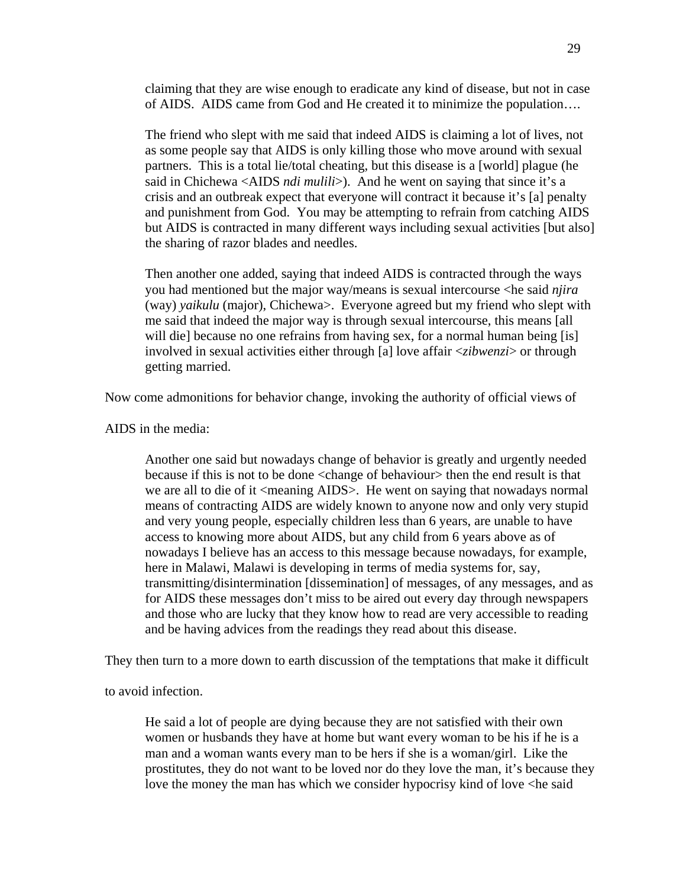> claiming that they are wise enough to eradicate any kind of disease, but not in case of AIDS. AIDS came from God and He created it to minimize the population….
>
> The friend who slept with me said that indeed AIDS is claiming a lot of lives, not as some people say that AIDS is only killing those who move around with sexual partners. This is a total lie/total cheating, but this disease is a [world] plague (he said in Chichewa <AIDS *ndi mulili*>). And he went on saying that since it's a crisis and an outbreak expect that everyone will contract it because it's [a] penalty and punishment from God. You may be attempting to refrain from catching AIDS but AIDS is contracted in many different ways including sexual activities [but also] the sharing of razor blades and needles.
>
> Then another one added, saying that indeed AIDS is contracted through the ways you had mentioned but the major way/means is sexual intercourse <he said *njira* (way) *yaikulu* (major), Chichewa>. Everyone agreed but my friend who slept with me said that indeed the major way is through sexual intercourse, this means [all will die] because no one refrains from having sex, for a normal human being [is] involved in sexual activities either through [a] love affair <*zibwenzi*> or through getting married.

Now come admonitions for behavior change, invoking the authority of official views of AIDS in the media:

> Another one said but nowadays change of behavior is greatly and urgently needed because if this is not to be done <change of behaviour> then the end result is that we are all to die of it <meaning AIDS>. He went on saying that nowadays normal means of contracting AIDS are widely known to anyone now and only very stupid and very young people, especially children less than 6 years, are unable to have access to knowing more about AIDS, but any child from 6 years above as of nowadays I believe has an access to this message because nowadays, for example, here in Malawi, Malawi is developing in terms of media systems for, say, transmitting/disintermination [dissemination] of messages, of any messages, and as for AIDS these messages don't miss to be aired out every day through newspapers and those who are lucky that they know how to read are very accessible to reading and be having advices from the readings they read about this disease.

They then turn to a more down to earth discussion of the temptations that make it difficult to avoid infection.

> He said a lot of people are dying because they are not satisfied with their own women or husbands they have at home but want every woman to be his if he is a man and a woman wants every man to be hers if she is a woman/girl. Like the prostitutes, they do not want to be loved nor do they love the man, it's because they love the money the man has which we consider hypocrisy kind of love <he said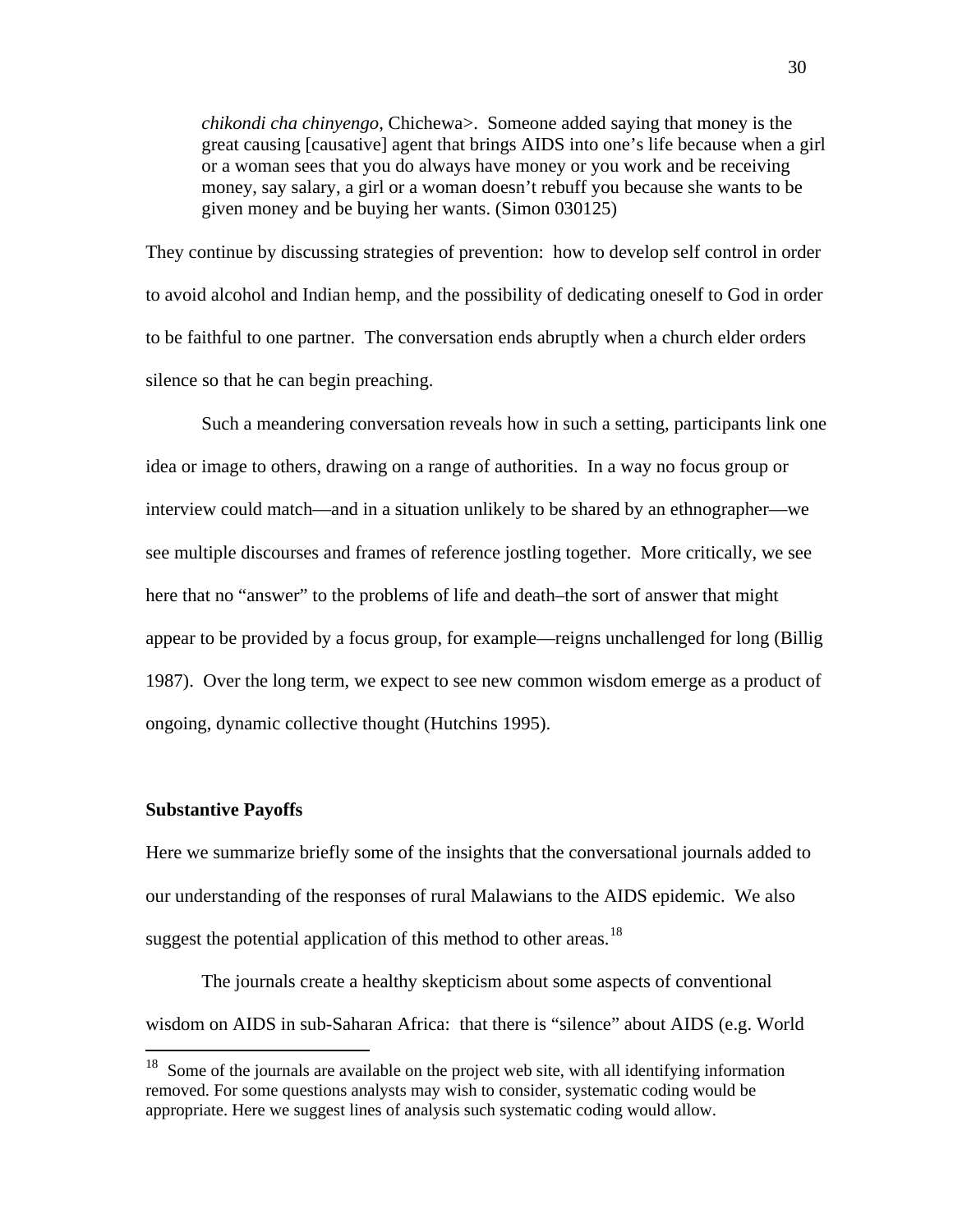> *chikondi cha chinyengo*, Chichewa>. Someone added saying that money is the great causing [causative] agent that brings AIDS into one's life because when a girl or a woman sees that you do always have money or you work and be receiving money, say salary, a girl or a woman doesn't rebuff you because she wants to be given money and be buying her wants. (Simon 030125)

They continue by discussing strategies of prevention: how to develop self control in order to avoid alcohol and Indian hemp, and the possibility of dedicating oneself to God in order to be faithful to one partner. The conversation ends abruptly when a church elder orders silence so that he can begin preaching.

Such a meandering conversation reveals how in such a setting, participants link one idea or image to others, drawing on a range of authorities. In a way no focus group or interview could match—and in a situation unlikely to be shared by an ethnographer—we see multiple discourses and frames of reference jostling together. More critically, we see here that no "answer" to the problems of life and death–the sort of answer that might appear to be provided by a focus group, for example—reigns unchallenged for long (Billig 1987). Over the long term, we expect to see new common wisdom emerge as a product of ongoing, dynamic collective thought (Hutchins 1995).

**Substantive Payoffs**

Here we summarize briefly some of the insights that the conversational journals added to our understanding of the responses of rural Malawians to the AIDS epidemic. We also suggest the potential application of this method to other areas.[18]

The journals create a healthy skepticism about some aspects of conventional wisdom on AIDS in sub-Saharan Africa: that there is "silence" about AIDS (e.g. World

[18] Some of the journals are available on the project web site, with all identifying information removed. For some questions analysts may wish to consider, systematic coding would be appropriate. Here we suggest lines of analysis such systematic coding would allow.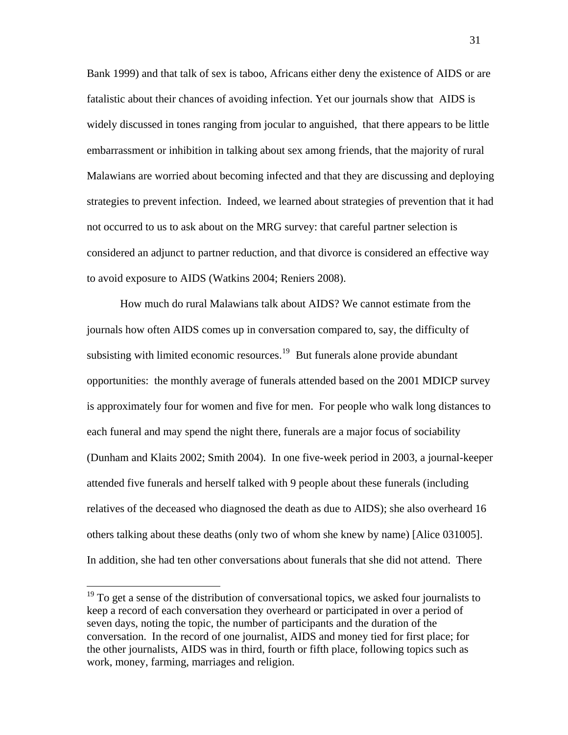Bank 1999) and that talk of sex is taboo, Africans either deny the existence of AIDS or are fatalistic about their chances of avoiding infection. Yet our journals show that AIDS is widely discussed in tones ranging from jocular to anguished, that there appears to be little embarrassment or inhibition in talking about sex among friends, that the majority of rural Malawians are worried about becoming infected and that they are discussing and deploying strategies to prevent infection. Indeed, we learned about strategies of prevention that it had not occurred to us to ask about on the MRG survey: that careful partner selection is considered an adjunct to partner reduction, and that divorce is considered an effective way to avoid exposure to AIDS (Watkins 2004; Reniers 2008).

How much do rural Malawians talk about AIDS? We cannot estimate from the journals how often AIDS comes up in conversation compared to, say, the difficulty of subsisting with limited economic resources.[19] But funerals alone provide abundant opportunities: the monthly average of funerals attended based on the 2001 MDICP survey is approximately four for women and five for men. For people who walk long distances to each funeral and may spend the night there, funerals are a major focus of sociability (Dunham and Klaits 2002; Smith 2004). In one five-week period in 2003, a journal-keeper attended five funerals and herself talked with 9 people about these funerals (including relatives of the deceased who diagnosed the death as due to AIDS); she also overheard 16 others talking about these deaths (only two of whom she knew by name) [Alice 031005]. In addition, she had ten other conversations about funerals that she did not attend. There

---

[19] To get a sense of the distribution of conversational topics, we asked four journalists to keep a record of each conversation they overheard or participated in over a period of seven days, noting the topic, the number of participants and the duration of the conversation. In the record of one journalist, AIDS and money tied for first place; for the other journalists, AIDS was in third, fourth or fifth place, following topics such as work, money, farming, marriages and religion.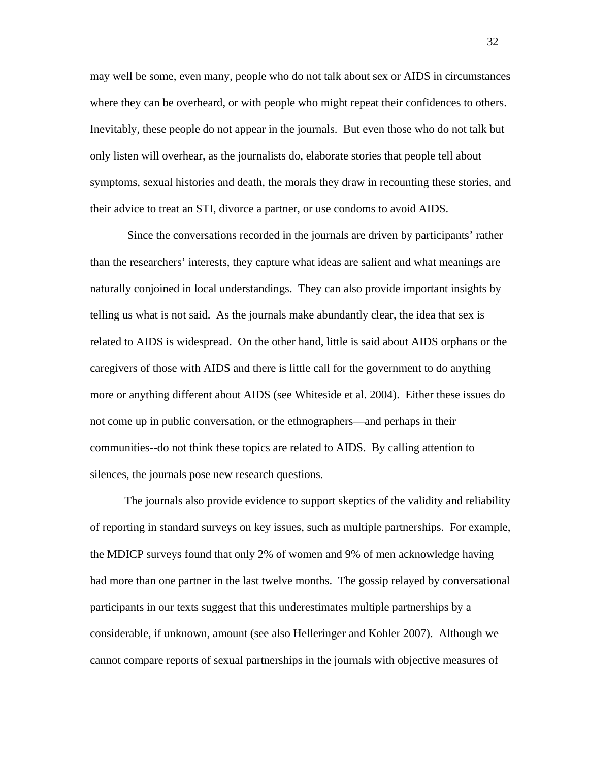may well be some, even many, people who do not talk about sex or AIDS in circumstances where they can be overheard, or with people who might repeat their confidences to others. Inevitably, these people do not appear in the journals. But even those who do not talk but only listen will overhear, as the journalists do, elaborate stories that people tell about symptoms, sexual histories and death, the morals they draw in recounting these stories, and their advice to treat an STI, divorce a partner, or use condoms to avoid AIDS.

Since the conversations recorded in the journals are driven by participants' rather than the researchers' interests, they capture what ideas are salient and what meanings are naturally conjoined in local understandings. They can also provide important insights by telling us what is not said. As the journals make abundantly clear, the idea that sex is related to AIDS is widespread. On the other hand, little is said about AIDS orphans or the caregivers of those with AIDS and there is little call for the government to do anything more or anything different about AIDS (see Whiteside et al. 2004). Either these issues do not come up in public conversation, or the ethnographers—and perhaps in their communities--do not think these topics are related to AIDS. By calling attention to silences, the journals pose new research questions.

The journals also provide evidence to support skeptics of the validity and reliability of reporting in standard surveys on key issues, such as multiple partnerships. For example, the MDICP surveys found that only 2% of women and 9% of men acknowledge having had more than one partner in the last twelve months. The gossip relayed by conversational participants in our texts suggest that this underestimates multiple partnerships by a considerable, if unknown, amount (see also Helleringer and Kohler 2007). Although we cannot compare reports of sexual partnerships in the journals with objective measures of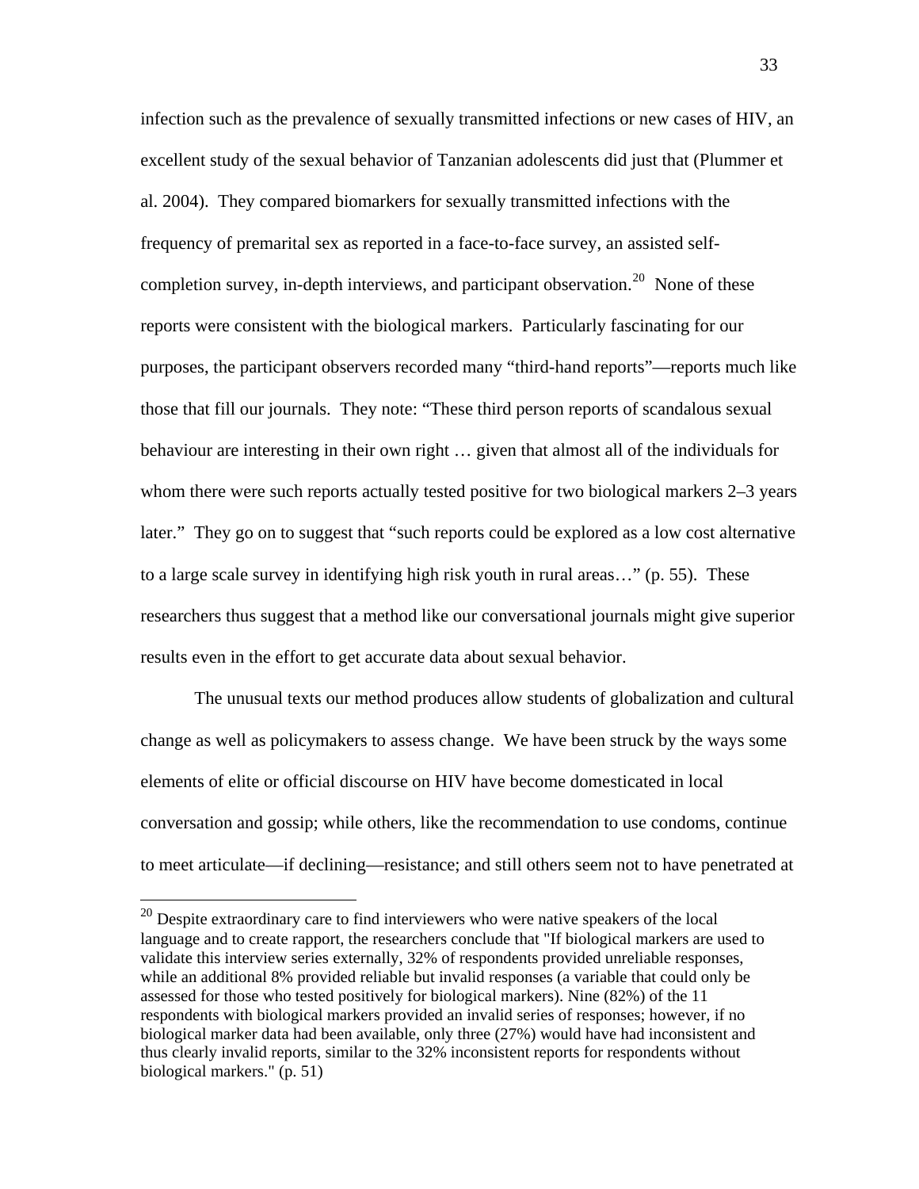infection such as the prevalence of sexually transmitted infections or new cases of HIV, an excellent study of the sexual behavior of Tanzanian adolescents did just that (Plummer et al. 2004). They compared biomarkers for sexually transmitted infections with the frequency of premarital sex as reported in a face-to-face survey, an assisted self-completion survey, in-depth interviews, and participant observation.[20] None of these reports were consistent with the biological markers. Particularly fascinating for our purposes, the participant observers recorded many "third-hand reports"—reports much like those that fill our journals. They note: "These third person reports of scandalous sexual behaviour are interesting in their own right … given that almost all of the individuals for whom there were such reports actually tested positive for two biological markers 2–3 years later." They go on to suggest that "such reports could be explored as a low cost alternative to a large scale survey in identifying high risk youth in rural areas…" (p. 55). These researchers thus suggest that a method like our conversational journals might give superior results even in the effort to get accurate data about sexual behavior.

The unusual texts our method produces allow students of globalization and cultural change as well as policymakers to assess change. We have been struck by the ways some elements of elite or official discourse on HIV have become domesticated in local conversation and gossip; while others, like the recommendation to use condoms, continue to meet articulate—if declining—resistance; and still others seem not to have penetrated at

[20] Despite extraordinary care to find interviewers who were native speakers of the local language and to create rapport, the researchers conclude that "If biological markers are used to validate this interview series externally, 32% of respondents provided unreliable responses, while an additional 8% provided reliable but invalid responses (a variable that could only be assessed for those who tested positively for biological markers). Nine (82%) of the 11 respondents with biological markers provided an invalid series of responses; however, if no biological marker data had been available, only three (27%) would have had inconsistent and thus clearly invalid reports, similar to the 32% inconsistent reports for respondents without biological markers." (p. 51)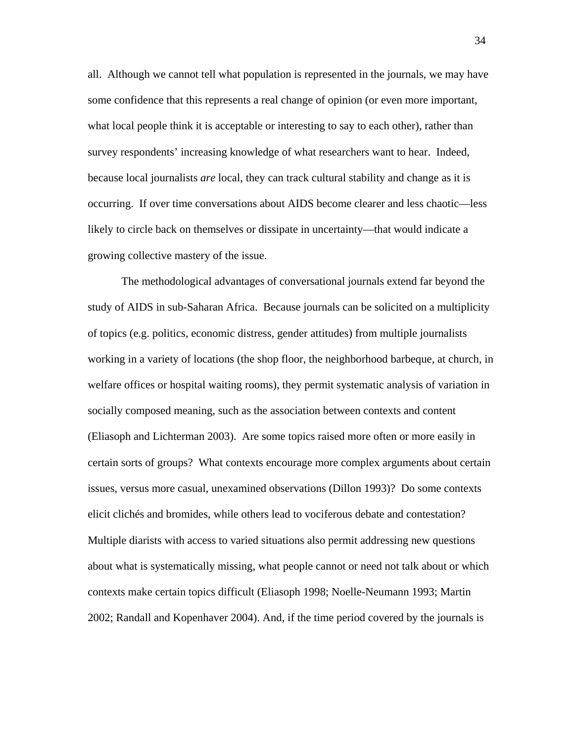all. Although we cannot tell what population is represented in the journals, we may have some confidence that this represents a real change of opinion (or even more important, what local people think it is acceptable or interesting to say to each other), rather than survey respondents' increasing knowledge of what researchers want to hear. Indeed, because local journalists *are* local, they can track cultural stability and change as it is occurring. If over time conversations about AIDS become clearer and less chaotic—less likely to circle back on themselves or dissipate in uncertainty—that would indicate a growing collective mastery of the issue.

The methodological advantages of conversational journals extend far beyond the study of AIDS in sub-Saharan Africa. Because journals can be solicited on a multiplicity of topics (e.g. politics, economic distress, gender attitudes) from multiple journalists working in a variety of locations (the shop floor, the neighborhood barbeque, at church, in welfare offices or hospital waiting rooms), they permit systematic analysis of variation in socially composed meaning, such as the association between contexts and content (Eliasoph and Lichterman 2003). Are some topics raised more often or more easily in certain sorts of groups? What contexts encourage more complex arguments about certain issues, versus more casual, unexamined observations (Dillon 1993)? Do some contexts elicit clichés and bromides, while others lead to vociferous debate and contestation? Multiple diarists with access to varied situations also permit addressing new questions about what is systematically missing, what people cannot or need not talk about or which contexts make certain topics difficult (Eliasoph 1998; Noelle-Neumann 1993; Martin 2002; Randall and Kopenhaver 2004). And, if the time period covered by the journals is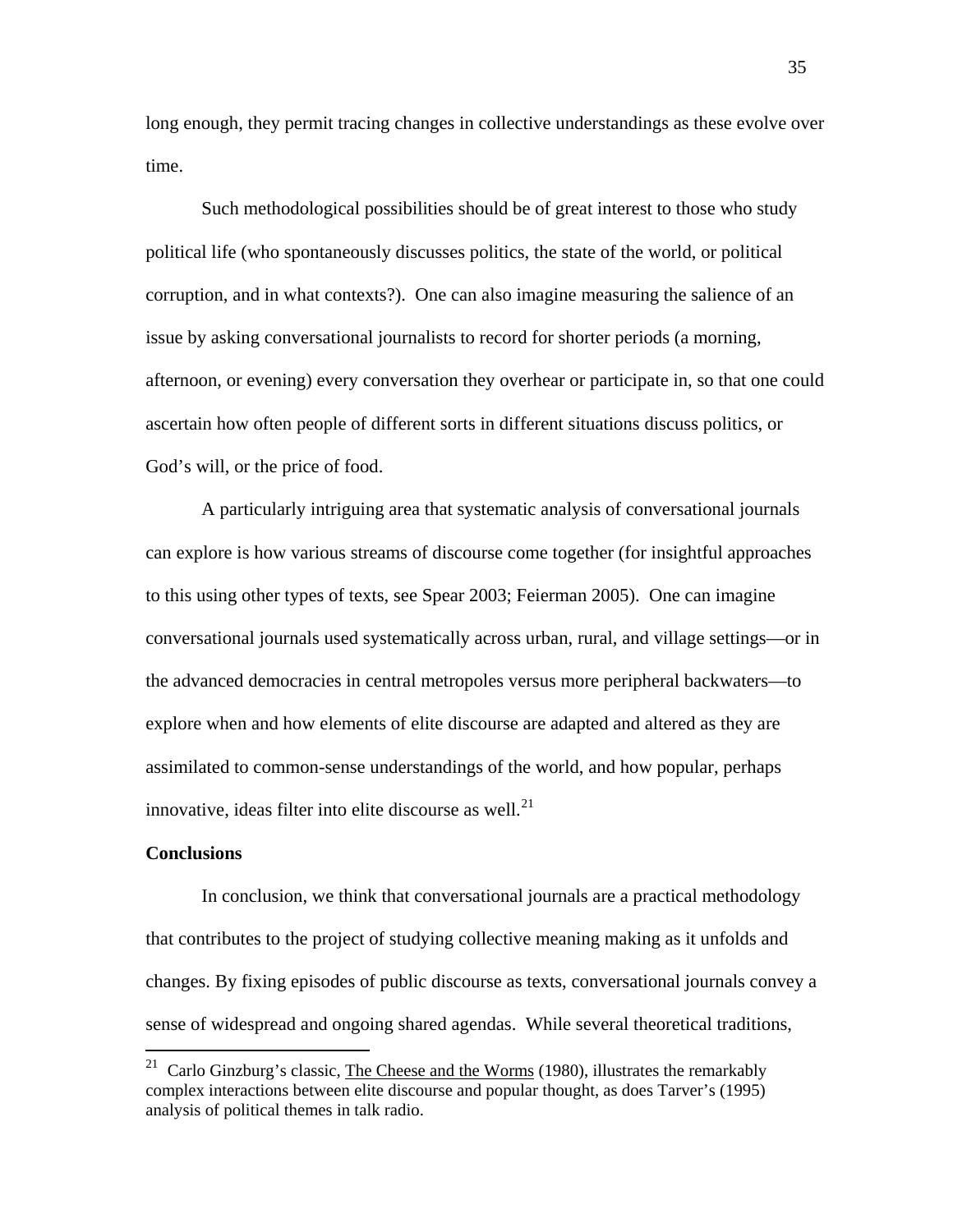long enough, they permit tracing changes in collective understandings as these evolve over time.

Such methodological possibilities should be of great interest to those who study political life (who spontaneously discusses politics, the state of the world, or political corruption, and in what contexts?). One can also imagine measuring the salience of an issue by asking conversational journalists to record for shorter periods (a morning, afternoon, or evening) every conversation they overhear or participate in, so that one could ascertain how often people of different sorts in different situations discuss politics, or God's will, or the price of food.

A particularly intriguing area that systematic analysis of conversational journals can explore is how various streams of discourse come together (for insightful approaches to this using other types of texts, see Spear 2003; Feierman 2005). One can imagine conversational journals used systematically across urban, rural, and village settings—or in the advanced democracies in central metropoles versus more peripheral backwaters—to explore when and how elements of elite discourse are adapted and altered as they are assimilated to common-sense understandings of the world, and how popular, perhaps innovative, ideas filter into elite discourse as well.[21]

**Conclusions**

In conclusion, we think that conversational journals are a practical methodology that contributes to the project of studying collective meaning making as it unfolds and changes. By fixing episodes of public discourse as texts, conversational journals convey a sense of widespread and ongoing shared agendas. While several theoretical traditions,

---

[21] Carlo Ginzburg's classic, The Cheese and the Worms (1980), illustrates the remarkably complex interactions between elite discourse and popular thought, as does Tarver's (1995) analysis of political themes in talk radio.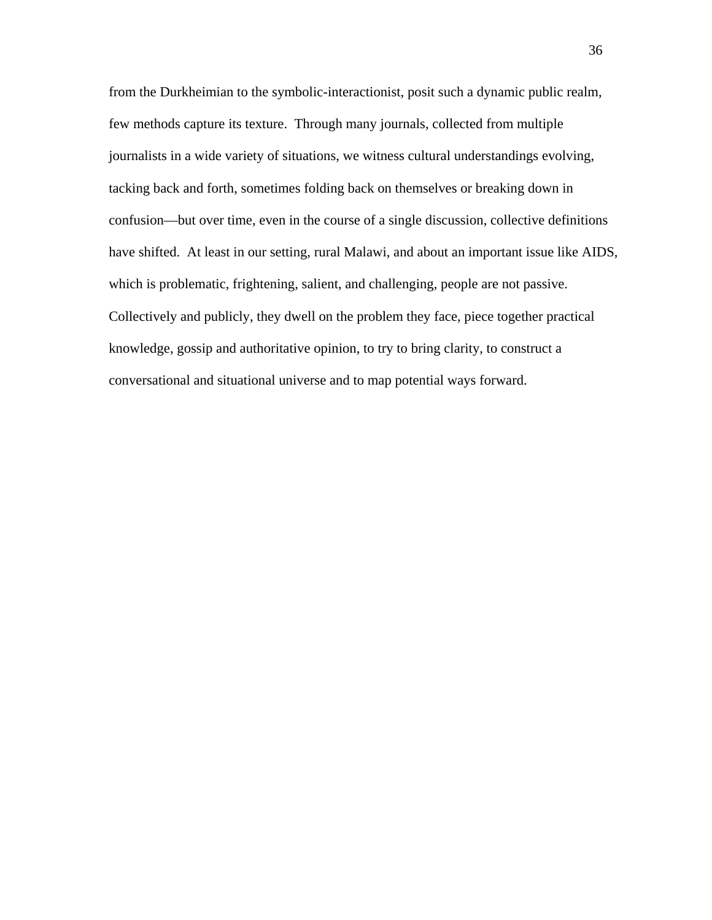from the Durkheimian to the symbolic-interactionist, posit such a dynamic public realm, few methods capture its texture. Through many journals, collected from multiple journalists in a wide variety of situations, we witness cultural understandings evolving, tacking back and forth, sometimes folding back on themselves or breaking down in confusion—but over time, even in the course of a single discussion, collective definitions have shifted. At least in our setting, rural Malawi, and about an important issue like AIDS, which is problematic, frightening, salient, and challenging, people are not passive. Collectively and publicly, they dwell on the problem they face, piece together practical knowledge, gossip and authoritative opinion, to try to bring clarity, to construct a conversational and situational universe and to map potential ways forward.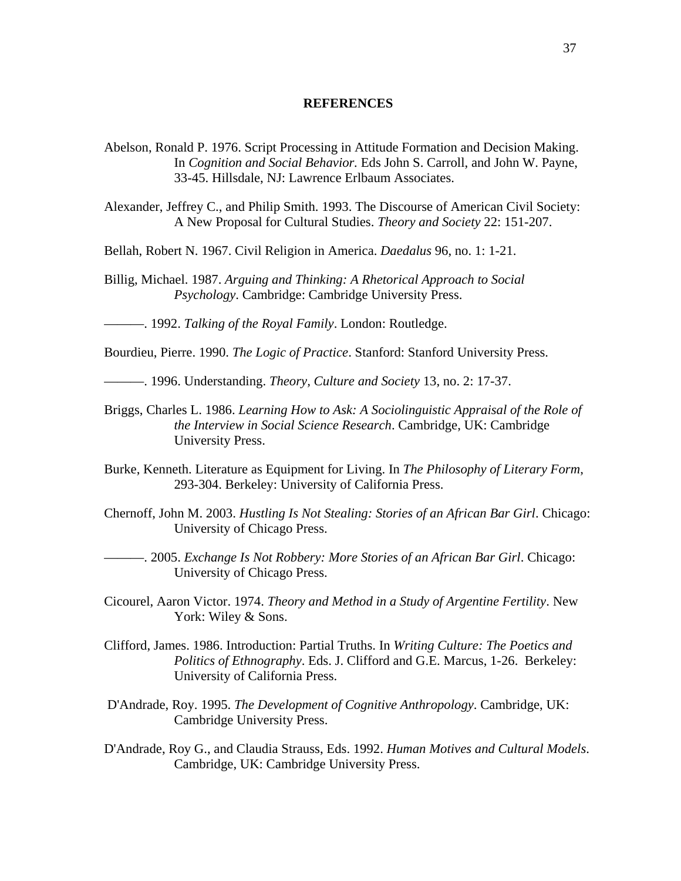## REFERENCES

Abelson, Ronald P. 1976. Script Processing in Attitude Formation and Decision Making. In *Cognition and Social Behavior.* Eds John S. Carroll, and John W. Payne, 33-45. Hillsdale, NJ: Lawrence Erlbaum Associates.

Alexander, Jeffrey C., and Philip Smith. 1993. The Discourse of American Civil Society: A New Proposal for Cultural Studies. *Theory and Society* 22: 151-207.

Bellah, Robert N. 1967. Civil Religion in America. *Daedalus* 96, no. 1: 1-21.

Billig, Michael. 1987. *Arguing and Thinking: A Rhetorical Approach to Social Psychology*. Cambridge: Cambridge University Press.

———. 1992. *Talking of the Royal Family*. London: Routledge.

Bourdieu, Pierre. 1990. *The Logic of Practice*. Stanford: Stanford University Press.

———. 1996. Understanding. *Theory, Culture and Society* 13, no. 2: 17-37.

Briggs, Charles L. 1986. *Learning How to Ask: A Sociolinguistic Appraisal of the Role of the Interview in Social Science Research*. Cambridge, UK: Cambridge University Press.

Burke, Kenneth. Literature as Equipment for Living. In *The Philosophy of Literary Form*, 293-304. Berkeley: University of California Press.

Chernoff, John M. 2003. *Hustling Is Not Stealing: Stories of an African Bar Girl*. Chicago: University of Chicago Press.

———. 2005. *Exchange Is Not Robbery: More Stories of an African Bar Girl*. Chicago: University of Chicago Press.

Cicourel, Aaron Victor. 1974. *Theory and Method in a Study of Argentine Fertility*. New York: Wiley & Sons.

Clifford, James. 1986. Introduction: Partial Truths. In *Writing Culture: The Poetics and Politics of Ethnography*. Eds. J. Clifford and G.E. Marcus, 1-26. Berkeley: University of California Press.

D'Andrade, Roy. 1995. *The Development of Cognitive Anthropology*. Cambridge, UK: Cambridge University Press.

D'Andrade, Roy G., and Claudia Strauss, Eds. 1992. *Human Motives and Cultural Models*. Cambridge, UK: Cambridge University Press.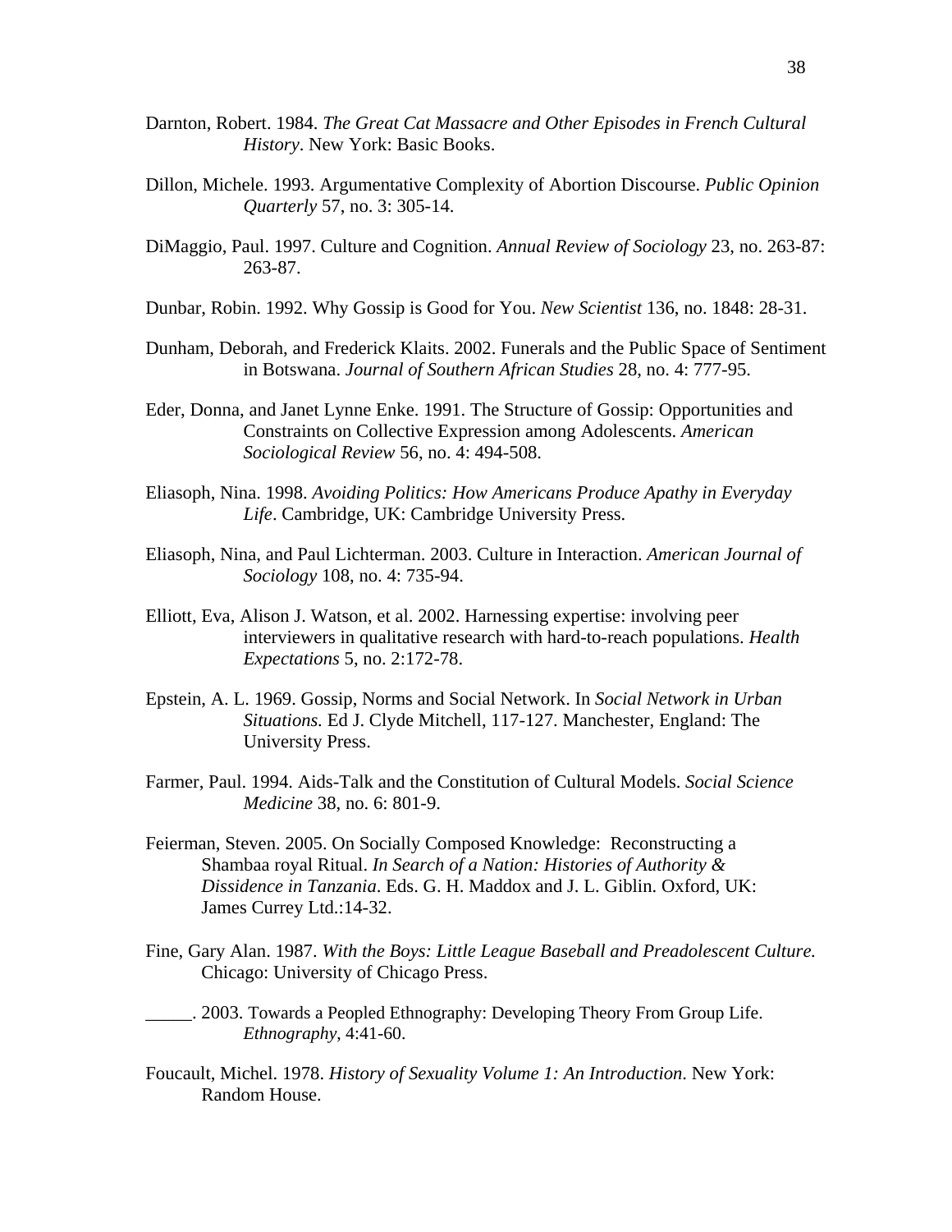Darnton, Robert. 1984. *The Great Cat Massacre and Other Episodes in French Cultural History*. New York: Basic Books.

Dillon, Michele. 1993. Argumentative Complexity of Abortion Discourse. *Public Opinion Quarterly* 57, no. 3: 305-14.

DiMaggio, Paul. 1997. Culture and Cognition. *Annual Review of Sociology* 23, no. 263-87: 263-87.

Dunbar, Robin. 1992. Why Gossip is Good for You. *New Scientist* 136, no. 1848: 28-31.

Dunham, Deborah, and Frederick Klaits. 2002. Funerals and the Public Space of Sentiment in Botswana. *Journal of Southern African Studies* 28, no. 4: 777-95.

Eder, Donna, and Janet Lynne Enke. 1991. The Structure of Gossip: Opportunities and Constraints on Collective Expression among Adolescents. *American Sociological Review* 56, no. 4: 494-508.

Eliasoph, Nina. 1998. *Avoiding Politics: How Americans Produce Apathy in Everyday Life*. Cambridge, UK: Cambridge University Press.

Eliasoph, Nina, and Paul Lichterman. 2003. Culture in Interaction. *American Journal of Sociology* 108, no. 4: 735-94.

Elliott, Eva, Alison J. Watson, et al. 2002. Harnessing expertise: involving peer interviewers in qualitative research with hard-to-reach populations. *Health Expectations* 5, no. 2:172-78.

Epstein, A. L. 1969. Gossip, Norms and Social Network. In *Social Network in Urban Situations.* Ed J. Clyde Mitchell, 117-127. Manchester, England: The University Press.

Farmer, Paul. 1994. Aids-Talk and the Constitution of Cultural Models. *Social Science Medicine* 38, no. 6: 801-9.

Feierman, Steven. 2005. On Socially Composed Knowledge: Reconstructing a Shambaa royal Ritual. *In Search of a Nation: Histories of Authority & Dissidence in Tanzania*. Eds. G. H. Maddox and J. L. Giblin. Oxford, UK: James Currey Ltd.:14-32.

Fine, Gary Alan. 1987. *With the Boys: Little League Baseball and Preadolescent Culture.* Chicago: University of Chicago Press.

_____. 2003. Towards a Peopled Ethnography: Developing Theory From Group Life. *Ethnography*, 4:41-60.

Foucault, Michel. 1978. *History of Sexuality Volume 1: An Introduction*. New York: Random House.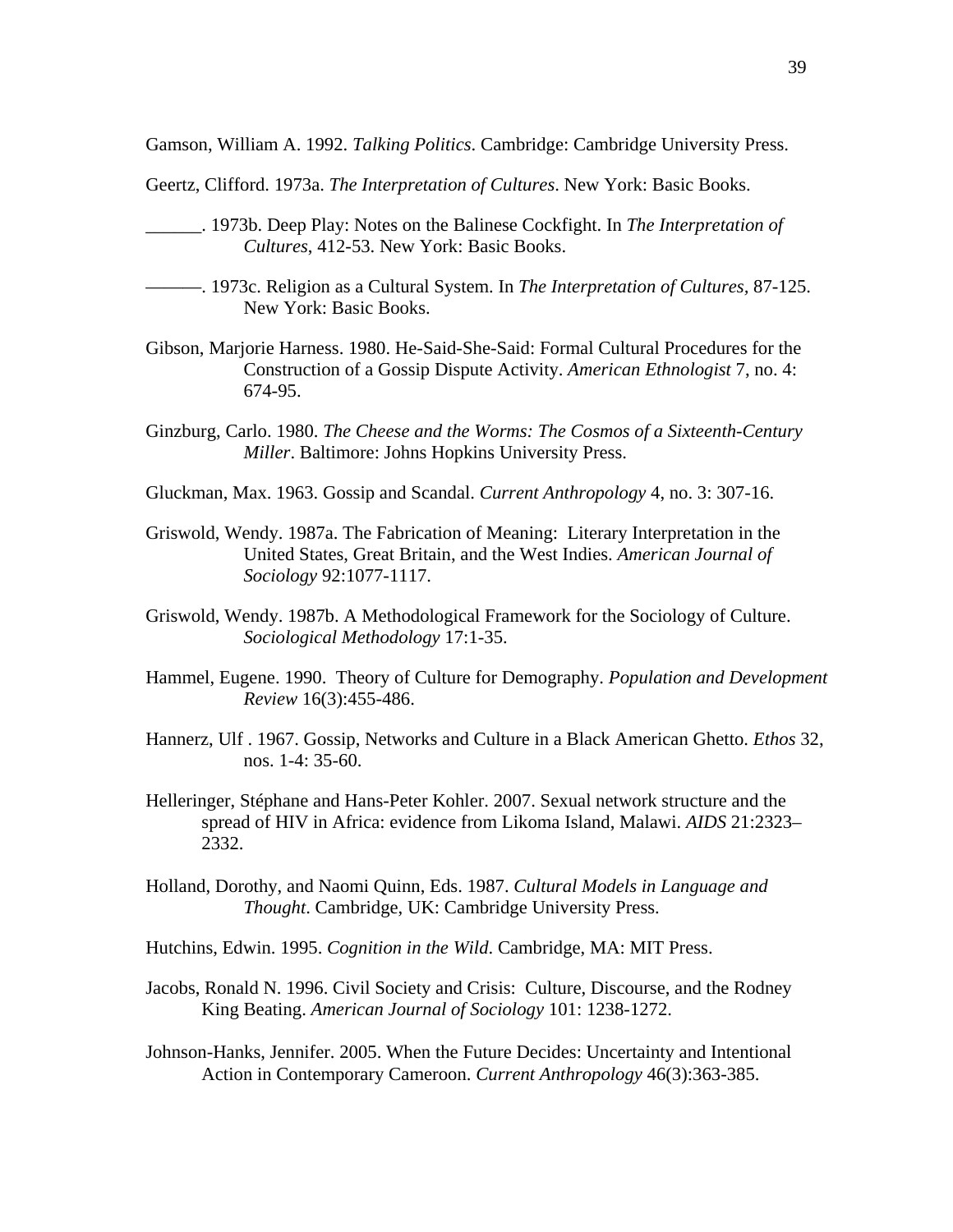Gamson, William A. 1992. *Talking Politics*. Cambridge: Cambridge University Press.

Geertz, Clifford. 1973a. *The Interpretation of Cultures*. New York: Basic Books.

______. 1973b. Deep Play: Notes on the Balinese Cockfight. In *The Interpretation of Cultures*, 412-53. New York: Basic Books.

———. 1973c. Religion as a Cultural System. In *The Interpretation of Cultures*, 87-125. New York: Basic Books.

Gibson, Marjorie Harness. 1980. He-Said-She-Said: Formal Cultural Procedures for the Construction of a Gossip Dispute Activity. *American Ethnologist* 7, no. 4: 674-95.

Ginzburg, Carlo. 1980. *The Cheese and the Worms: The Cosmos of a Sixteenth-Century Miller*. Baltimore: Johns Hopkins University Press.

Gluckman, Max. 1963. Gossip and Scandal. *Current Anthropology* 4, no. 3: 307-16.

Griswold, Wendy. 1987a. The Fabrication of Meaning: Literary Interpretation in the United States, Great Britain, and the West Indies. *American Journal of Sociology* 92:1077-1117.

Griswold, Wendy. 1987b. A Methodological Framework for the Sociology of Culture. *Sociological Methodology* 17:1-35.

Hammel, Eugene. 1990. Theory of Culture for Demography. *Population and Development Review* 16(3):455-486.

Hannerz, Ulf . 1967. Gossip, Networks and Culture in a Black American Ghetto. *Ethos* 32, nos. 1-4: 35-60.

Helleringer, Stéphane and Hans-Peter Kohler. 2007. Sexual network structure and the spread of HIV in Africa: evidence from Likoma Island, Malawi. *AIDS* 21:2323–2332.

Holland, Dorothy, and Naomi Quinn, Eds. 1987. *Cultural Models in Language and Thought*. Cambridge, UK: Cambridge University Press.

Hutchins, Edwin. 1995. *Cognition in the Wild*. Cambridge, MA: MIT Press.

Jacobs, Ronald N. 1996. Civil Society and Crisis: Culture, Discourse, and the Rodney King Beating. *American Journal of Sociology* 101: 1238-1272.

Johnson-Hanks, Jennifer. 2005. When the Future Decides: Uncertainty and Intentional Action in Contemporary Cameroon. *Current Anthropology* 46(3):363-385.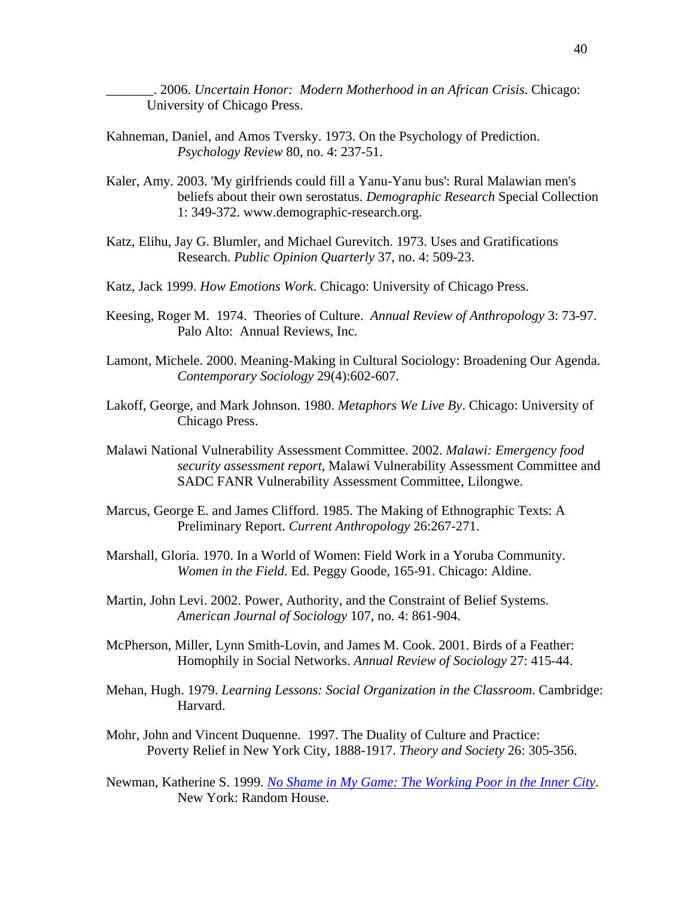_______. 2006. *Uncertain Honor: Modern Motherhood in an African Crisis*. Chicago: University of Chicago Press.

Kahneman, Daniel, and Amos Tversky. 1973. On the Psychology of Prediction. *Psychology Review* 80, no. 4: 237-51.

Kaler, Amy. 2003. 'My girlfriends could fill a Yanu-Yanu bus': Rural Malawian men's beliefs about their own serostatus. *Demographic Research* Special Collection 1: 349-372. www.demographic-research.org.

Katz, Elihu, Jay G. Blumler, and Michael Gurevitch. 1973. Uses and Gratifications Research. *Public Opinion Quarterly* 37, no. 4: 509-23.

Katz, Jack 1999. *How Emotions Work*. Chicago: University of Chicago Press.

Keesing, Roger M. 1974. Theories of Culture. *Annual Review of Anthropology* 3: 73-97. Palo Alto: Annual Reviews, Inc.

Lamont, Michele. 2000. Meaning-Making in Cultural Sociology: Broadening Our Agenda. *Contemporary Sociology* 29(4):602-607.

Lakoff, George, and Mark Johnson. 1980. *Metaphors We Live By*. Chicago: University of Chicago Press.

Malawi National Vulnerability Assessment Committee. 2002. *Malawi: Emergency food security assessment report*, Malawi Vulnerability Assessment Committee and SADC FANR Vulnerability Assessment Committee, Lilongwe.

Marcus, George E. and James Clifford. 1985. The Making of Ethnographic Texts: A Preliminary Report. *Current Anthropology* 26:267-271.

Marshall, Gloria. 1970. In a World of Women: Field Work in a Yoruba Community. *Women in the Field.* Ed. Peggy Goode, 165-91. Chicago: Aldine.

Martin, John Levi. 2002. Power, Authority, and the Constraint of Belief Systems. *American Journal of Sociology* 107, no. 4: 861-904.

McPherson, Miller, Lynn Smith-Lovin, and James M. Cook. 2001. Birds of a Feather: Homophily in Social Networks. *Annual Review of Sociology* 27: 415-44.

Mehan, Hugh. 1979. *Learning Lessons: Social Organization in the Classroom*. Cambridge: Harvard.

Mohr, John and Vincent Duquenne. 1997. The Duality of Culture and Practice: Poverty Relief in New York City, 1888-1917. *Theory and Society* 26: 305-356.

Newman, Katherine S. 1999. *No Shame in My Game: The Working Poor in the Inner City*. New York: Random House.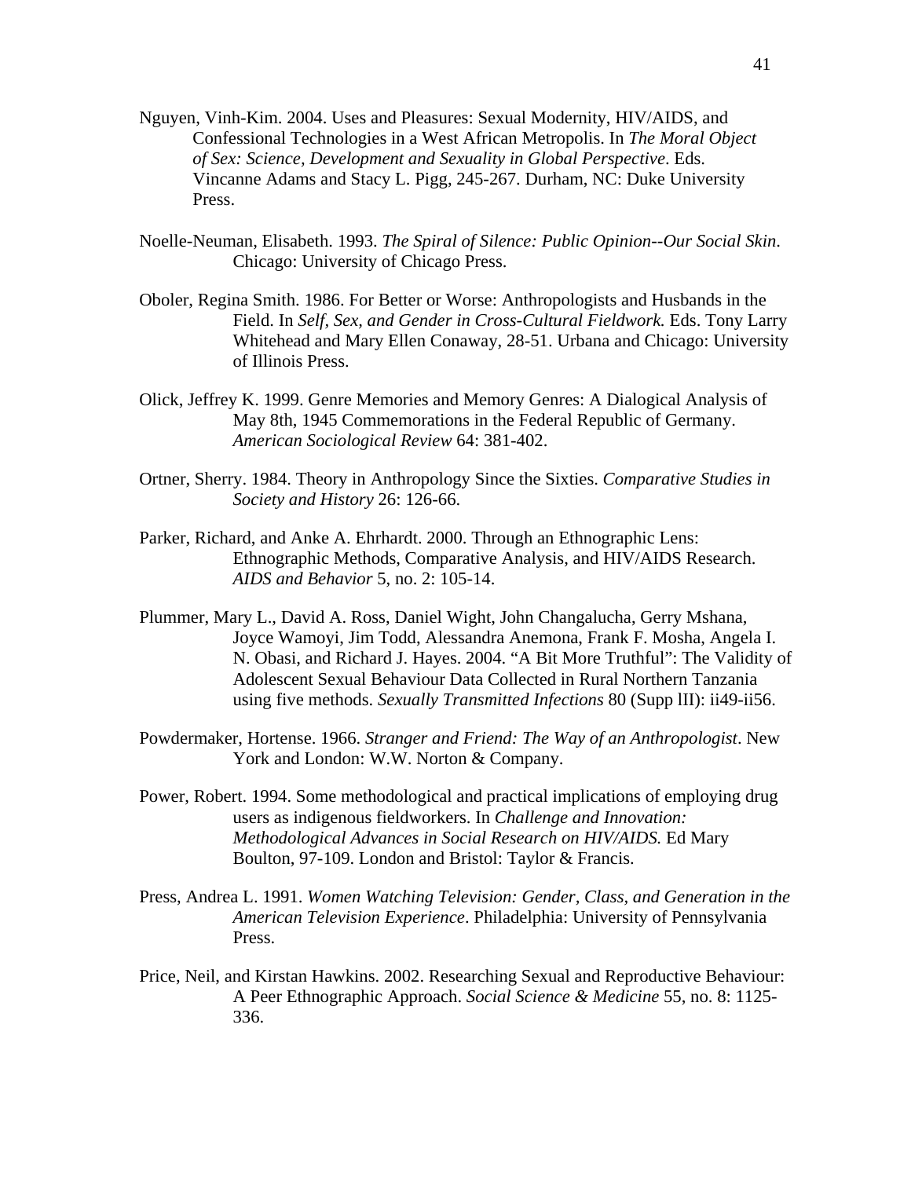Nguyen, Vinh-Kim. 2004. Uses and Pleasures: Sexual Modernity, HIV/AIDS, and Confessional Technologies in a West African Metropolis. In *The Moral Object of Sex: Science, Development and Sexuality in Global Perspective*. Eds. Vincanne Adams and Stacy L. Pigg, 245-267. Durham, NC: Duke University Press.

Noelle-Neuman, Elisabeth. 1993. *The Spiral of Silence: Public Opinion--Our Social Skin*. Chicago: University of Chicago Press.

Oboler, Regina Smith. 1986. For Better or Worse: Anthropologists and Husbands in the Field. In *Self, Sex, and Gender in Cross-Cultural Fieldwork.* Eds. Tony Larry Whitehead and Mary Ellen Conaway, 28-51. Urbana and Chicago: University of Illinois Press.

Olick, Jeffrey K. 1999. Genre Memories and Memory Genres: A Dialogical Analysis of May 8th, 1945 Commemorations in the Federal Republic of Germany. *American Sociological Review* 64: 381-402.

Ortner, Sherry. 1984. Theory in Anthropology Since the Sixties. *Comparative Studies in Society and History* 26: 126-66.

Parker, Richard, and Anke A. Ehrhardt. 2000. Through an Ethnographic Lens: Ethnographic Methods, Comparative Analysis, and HIV/AIDS Research. *AIDS and Behavior* 5, no. 2: 105-14.

Plummer, Mary L., David A. Ross, Daniel Wight, John Changalucha, Gerry Mshana, Joyce Wamoyi, Jim Todd, Alessandra Anemona, Frank F. Mosha, Angela I. N. Obasi, and Richard J. Hayes. 2004. "A Bit More Truthful": The Validity of Adolescent Sexual Behaviour Data Collected in Rural Northern Tanzania using five methods. *Sexually Transmitted Infections* 80 (Supp lII): ii49-ii56.

Powdermaker, Hortense. 1966. *Stranger and Friend: The Way of an Anthropologist*. New York and London: W.W. Norton & Company.

Power, Robert. 1994. Some methodological and practical implications of employing drug users as indigenous fieldworkers. In *Challenge and Innovation: Methodological Advances in Social Research on HIV/AIDS.* Ed Mary Boulton, 97-109. London and Bristol: Taylor & Francis.

Press, Andrea L. 1991. *Women Watching Television: Gender, Class, and Generation in the American Television Experience*. Philadelphia: University of Pennsylvania Press.

Price, Neil, and Kirstan Hawkins. 2002. Researching Sexual and Reproductive Behaviour: A Peer Ethnographic Approach. *Social Science & Medicine* 55, no. 8: 1125-336.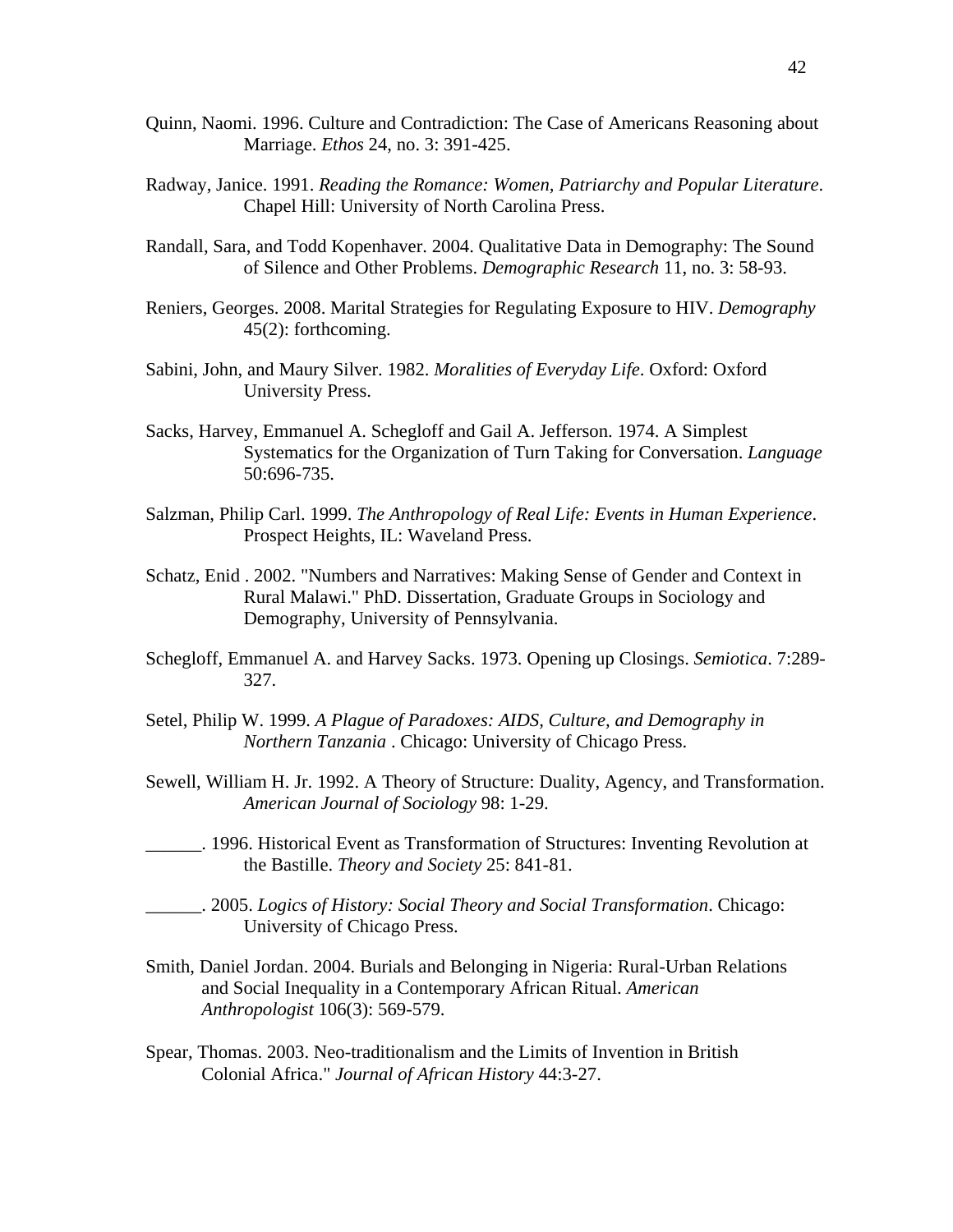Quinn, Naomi. 1996. Culture and Contradiction: The Case of Americans Reasoning about Marriage. *Ethos* 24, no. 3: 391-425.

Radway, Janice. 1991. *Reading the Romance: Women, Patriarchy and Popular Literature*. Chapel Hill: University of North Carolina Press.

Randall, Sara, and Todd Kopenhaver. 2004. Qualitative Data in Demography: The Sound of Silence and Other Problems. *Demographic Research* 11, no. 3: 58-93.

Reniers, Georges. 2008. Marital Strategies for Regulating Exposure to HIV. *Demography* 45(2): forthcoming.

Sabini, John, and Maury Silver. 1982. *Moralities of Everyday Life*. Oxford: Oxford University Press.

Sacks, Harvey, Emmanuel A. Schegloff and Gail A. Jefferson. 1974. A Simplest Systematics for the Organization of Turn Taking for Conversation. *Language* 50:696-735.

Salzman, Philip Carl. 1999. *The Anthropology of Real Life: Events in Human Experience*. Prospect Heights, IL: Waveland Press.

Schatz, Enid . 2002. "Numbers and Narratives: Making Sense of Gender and Context in Rural Malawi." PhD. Dissertation, Graduate Groups in Sociology and Demography, University of Pennsylvania.

Schegloff, Emmanuel A. and Harvey Sacks. 1973. Opening up Closings. *Semiotica*. 7:289-327.

Setel, Philip W. 1999. *A Plague of Paradoxes: AIDS, Culture, and Demography in Northern Tanzania* . Chicago: University of Chicago Press.

Sewell, William H. Jr. 1992. A Theory of Structure: Duality, Agency, and Transformation. *American Journal of Sociology* 98: 1-29.

______. 1996. Historical Event as Transformation of Structures: Inventing Revolution at the Bastille. *Theory and Society* 25: 841-81.

______. 2005. *Logics of History: Social Theory and Social Transformation*. Chicago: University of Chicago Press.

Smith, Daniel Jordan. 2004. Burials and Belonging in Nigeria: Rural-Urban Relations and Social Inequality in a Contemporary African Ritual. *American Anthropologist* 106(3): 569-579.

Spear, Thomas. 2003. Neo-traditionalism and the Limits of Invention in British Colonial Africa." *Journal of African History* 44:3-27.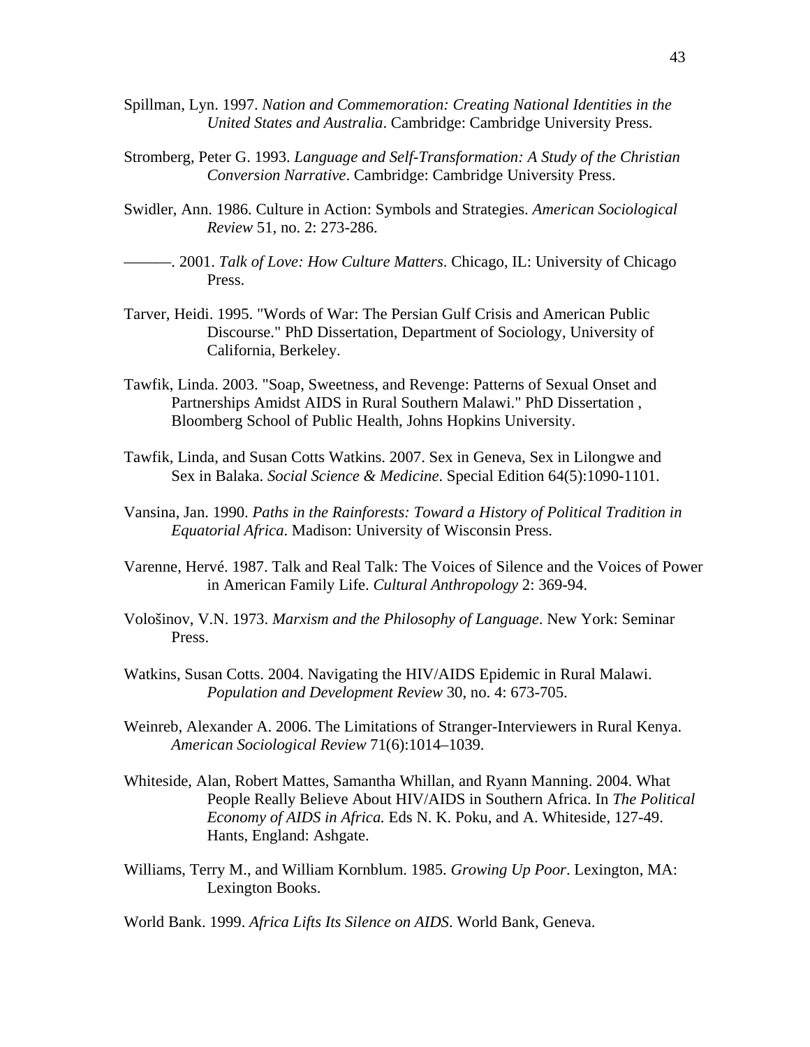Spillman, Lyn. 1997. *Nation and Commemoration: Creating National Identities in the United States and Australia*. Cambridge: Cambridge University Press.

Stromberg, Peter G. 1993. *Language and Self-Transformation: A Study of the Christian Conversion Narrative*. Cambridge: Cambridge University Press.

Swidler, Ann. 1986. Culture in Action: Symbols and Strategies. *American Sociological Review* 51, no. 2: 273-286.

———. 2001. *Talk of Love: How Culture Matters*. Chicago, IL: University of Chicago Press.

Tarver, Heidi. 1995. "Words of War: The Persian Gulf Crisis and American Public Discourse." PhD Dissertation, Department of Sociology, University of California, Berkeley.

Tawfik, Linda. 2003. "Soap, Sweetness, and Revenge: Patterns of Sexual Onset and Partnerships Amidst AIDS in Rural Southern Malawi." PhD Dissertation , Bloomberg School of Public Health, Johns Hopkins University.

Tawfik, Linda, and Susan Cotts Watkins. 2007. Sex in Geneva, Sex in Lilongwe and Sex in Balaka. *Social Science & Medicine*. Special Edition 64(5):1090-1101.

Vansina, Jan. 1990. *Paths in the Rainforests: Toward a History of Political Tradition in Equatorial Africa*. Madison: University of Wisconsin Press.

Varenne, Hervé. 1987. Talk and Real Talk: The Voices of Silence and the Voices of Power in American Family Life. *Cultural Anthropology* 2: 369-94.

Vološinov, V.N. 1973. *Marxism and the Philosophy of Language*. New York: Seminar Press.

Watkins, Susan Cotts. 2004. Navigating the HIV/AIDS Epidemic in Rural Malawi. *Population and Development Review* 30, no. 4: 673-705.

Weinreb, Alexander A. 2006. The Limitations of Stranger-Interviewers in Rural Kenya. *American Sociological Review* 71(6):1014–1039.

Whiteside, Alan, Robert Mattes, Samantha Whillan, and Ryann Manning. 2004. What People Really Believe About HIV/AIDS in Southern Africa. In *The Political Economy of AIDS in Africa.* Eds N. K. Poku, and A. Whiteside, 127-49. Hants, England: Ashgate.

Williams, Terry M., and William Kornblum. 1985. *Growing Up Poor*. Lexington, MA: Lexington Books.

World Bank. 1999. *Africa Lifts Its Silence on AIDS*. World Bank, Geneva.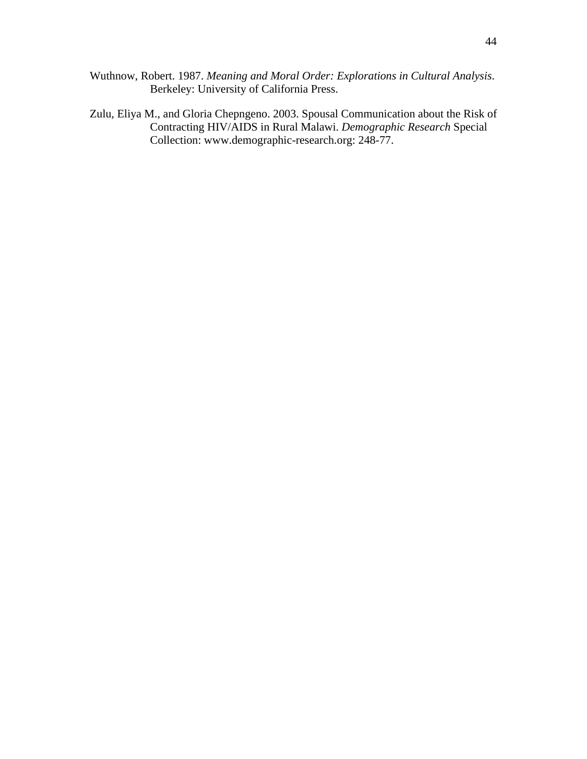Wuthnow, Robert. 1987. *Meaning and Moral Order: Explorations in Cultural Analysis*. Berkeley: University of California Press.

Zulu, Eliya M., and Gloria Chepngeno. 2003. Spousal Communication about the Risk of Contracting HIV/AIDS in Rural Malawi. *Demographic Research* Special Collection: www.demographic-research.org: 248-77.